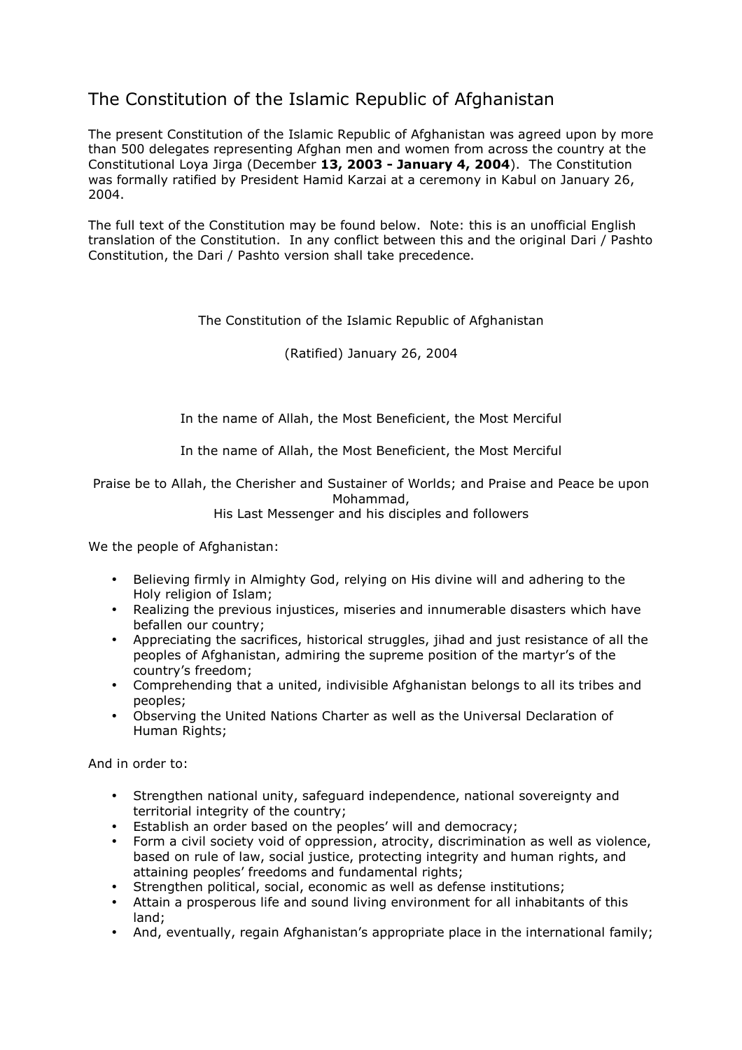# The Constitution of the Islamic Republic of Afghanistan

The present Constitution of the Islamic Republic of Afghanistan was agreed upon by more than 500 delegates representing Afghan men and women from across the country at the Constitutional Loya Jirga (December **13, 2003 - January 4, 2004**). The Constitution was formally ratified by President Hamid Karzai at a ceremony in Kabul on January 26, 2004.

The full text of the Constitution may be found below. Note: this is an unofficial English translation of the Constitution. In any conflict between this and the original Dari / Pashto Constitution, the Dari / Pashto version shall take precedence.

The Constitution of the Islamic Republic of Afghanistan

(Ratified) January 26, 2004

In the name of Allah, the Most Beneficient, the Most Merciful

In the name of Allah, the Most Beneficient, the Most Merciful

Praise be to Allah, the Cherisher and Sustainer of Worlds; and Praise and Peace be upon Mohammad,
His Last Messenger and his disciples and followers

We the people of Afghanistan:

- Believing firmly in Almighty God, relying on His divine will and adhering to the Holy religion of Islam;
- Realizing the previous injustices, miseries and innumerable disasters which have befallen our country;
- Appreciating the sacrifices, historical struggles, jihad and just resistance of all the peoples of Afghanistan, admiring the supreme position of the martyr's of the country's freedom;
- Comprehending that a united, indivisible Afghanistan belongs to all its tribes and peoples;
- Observing the United Nations Charter as well as the Universal Declaration of Human Rights;

And in order to:

- Strengthen national unity, safeguard independence, national sovereignty and territorial integrity of the country;
- Establish an order based on the peoples' will and democracy;
- Form a civil society void of oppression, atrocity, discrimination as well as violence, based on rule of law, social justice, protecting integrity and human rights, and attaining peoples' freedoms and fundamental rights;
- Strengthen political, social, economic as well as defense institutions;
- Attain a prosperous life and sound living environment for all inhabitants of this land;
- And, eventually, regain Afghanistan's appropriate place in the international family;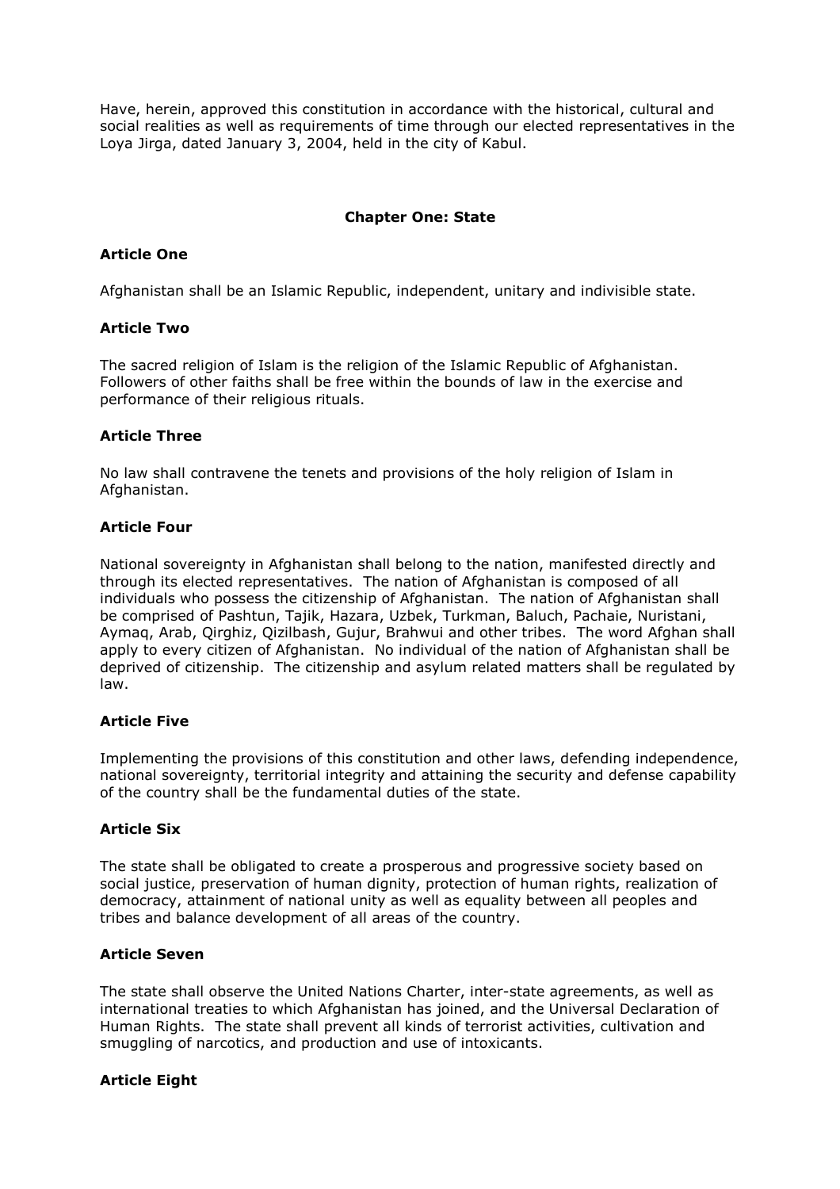Have, herein, approved this constitution in accordance with the historical, cultural and social realities as well as requirements of time through our elected representatives in the Loya Jirga, dated January 3, 2004, held in the city of Kabul.

## Chapter One: State

### Article One

Afghanistan shall be an Islamic Republic, independent, unitary and indivisible state.

### Article Two

The sacred religion of Islam is the religion of the Islamic Republic of Afghanistan. Followers of other faiths shall be free within the bounds of law in the exercise and performance of their religious rituals.

### Article Three

No law shall contravene the tenets and provisions of the holy religion of Islam in Afghanistan.

### Article Four

National sovereignty in Afghanistan shall belong to the nation, manifested directly and through its elected representatives. The nation of Afghanistan is composed of all individuals who possess the citizenship of Afghanistan. The nation of Afghanistan shall be comprised of Pashtun, Tajik, Hazara, Uzbek, Turkman, Baluch, Pachaie, Nuristani, Aymaq, Arab, Qirghiz, Qizilbash, Gujur, Brahwui and other tribes. The word Afghan shall apply to every citizen of Afghanistan. No individual of the nation of Afghanistan shall be deprived of citizenship. The citizenship and asylum related matters shall be regulated by law.

### Article Five

Implementing the provisions of this constitution and other laws, defending independence, national sovereignty, territorial integrity and attaining the security and defense capability of the country shall be the fundamental duties of the state.

### Article Six

The state shall be obligated to create a prosperous and progressive society based on social justice, preservation of human dignity, protection of human rights, realization of democracy, attainment of national unity as well as equality between all peoples and tribes and balance development of all areas of the country.

### Article Seven

The state shall observe the United Nations Charter, inter-state agreements, as well as international treaties to which Afghanistan has joined, and the Universal Declaration of Human Rights. The state shall prevent all kinds of terrorist activities, cultivation and smuggling of narcotics, and production and use of intoxicants.

### Article Eight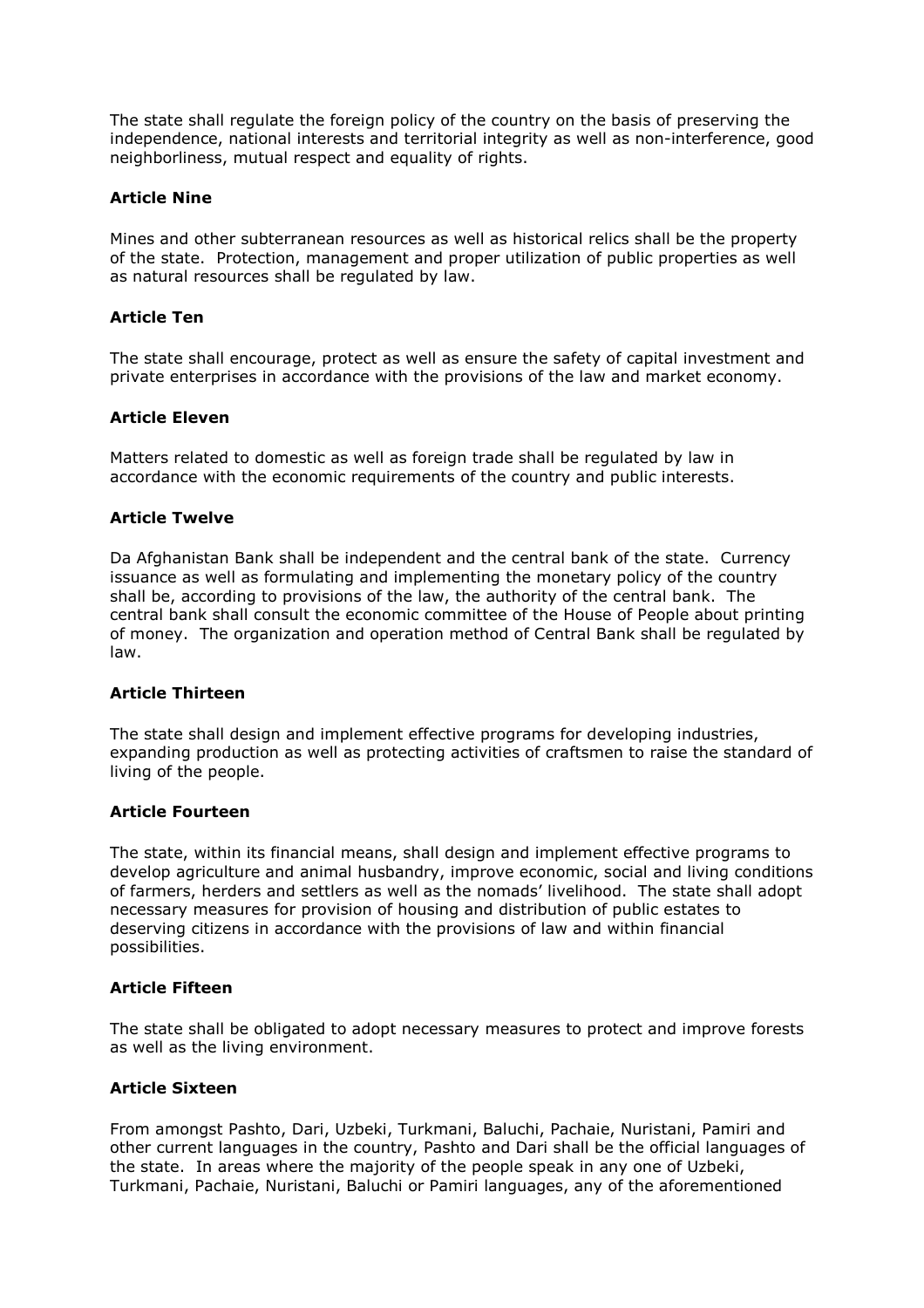The state shall regulate the foreign policy of the country on the basis of preserving the independence, national interests and territorial integrity as well as non-interference, good neighborliness, mutual respect and equality of rights.

**Article Nine**

Mines and other subterranean resources as well as historical relics shall be the property of the state. Protection, management and proper utilization of public properties as well as natural resources shall be regulated by law.

**Article Ten**

The state shall encourage, protect as well as ensure the safety of capital investment and private enterprises in accordance with the provisions of the law and market economy.

**Article Eleven**

Matters related to domestic as well as foreign trade shall be regulated by law in accordance with the economic requirements of the country and public interests.

**Article Twelve**

Da Afghanistan Bank shall be independent and the central bank of the state. Currency issuance as well as formulating and implementing the monetary policy of the country shall be, according to provisions of the law, the authority of the central bank. The central bank shall consult the economic committee of the House of People about printing of money. The organization and operation method of Central Bank shall be regulated by law.

**Article Thirteen**

The state shall design and implement effective programs for developing industries, expanding production as well as protecting activities of craftsmen to raise the standard of living of the people.

**Article Fourteen**

The state, within its financial means, shall design and implement effective programs to develop agriculture and animal husbandry, improve economic, social and living conditions of farmers, herders and settlers as well as the nomads' livelihood. The state shall adopt necessary measures for provision of housing and distribution of public estates to deserving citizens in accordance with the provisions of law and within financial possibilities.

**Article Fifteen**

The state shall be obligated to adopt necessary measures to protect and improve forests as well as the living environment.

**Article Sixteen**

From amongst Pashto, Dari, Uzbeki, Turkmani, Baluchi, Pachaie, Nuristani, Pamiri and other current languages in the country, Pashto and Dari shall be the official languages of the state. In areas where the majority of the people speak in any one of Uzbeki, Turkmani, Pachaie, Nuristani, Baluchi or Pamiri languages, any of the aforementioned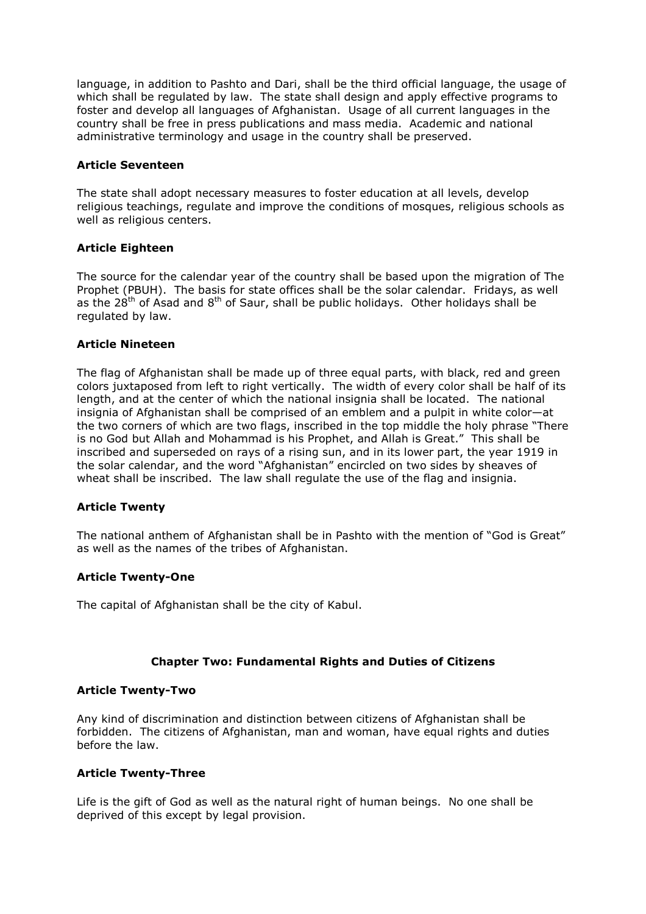language, in addition to Pashto and Dari, shall be the third official language, the usage of which shall be regulated by law. The state shall design and apply effective programs to foster and develop all languages of Afghanistan. Usage of all current languages in the country shall be free in press publications and mass media. Academic and national administrative terminology and usage in the country shall be preserved.

### Article Seventeen

The state shall adopt necessary measures to foster education at all levels, develop religious teachings, regulate and improve the conditions of mosques, religious schools as well as religious centers.

### Article Eighteen

The source for the calendar year of the country shall be based upon the migration of The Prophet (PBUH). The basis for state offices shall be the solar calendar. Fridays, as well as the 28th of Asad and 8th of Saur, shall be public holidays. Other holidays shall be regulated by law.

### Article Nineteen

The flag of Afghanistan shall be made up of three equal parts, with black, red and green colors juxtaposed from left to right vertically. The width of every color shall be half of its length, and at the center of which the national insignia shall be located. The national insignia of Afghanistan shall be comprised of an emblem and a pulpit in white color—at the two corners of which are two flags, inscribed in the top middle the holy phrase "There is no God but Allah and Mohammad is his Prophet, and Allah is Great." This shall be inscribed and superseded on rays of a rising sun, and in its lower part, the year 1919 in the solar calendar, and the word "Afghanistan" encircled on two sides by sheaves of wheat shall be inscribed. The law shall regulate the use of the flag and insignia.

### Article Twenty

The national anthem of Afghanistan shall be in Pashto with the mention of "God is Great" as well as the names of the tribes of Afghanistan.

### Article Twenty-One

The capital of Afghanistan shall be the city of Kabul.

## Chapter Two: Fundamental Rights and Duties of Citizens

### Article Twenty-Two

Any kind of discrimination and distinction between citizens of Afghanistan shall be forbidden. The citizens of Afghanistan, man and woman, have equal rights and duties before the law.

### Article Twenty-Three

Life is the gift of God as well as the natural right of human beings. No one shall be deprived of this except by legal provision.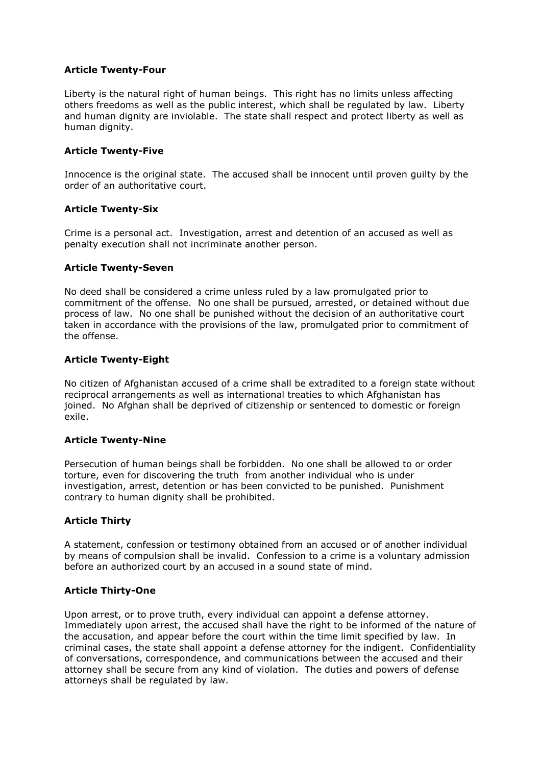**Article Twenty-Four**

Liberty is the natural right of human beings. This right has no limits unless affecting others freedoms as well as the public interest, which shall be regulated by law. Liberty and human dignity are inviolable. The state shall respect and protect liberty as well as human dignity.

**Article Twenty-Five**

Innocence is the original state. The accused shall be innocent until proven guilty by the order of an authoritative court.

**Article Twenty-Six**

Crime is a personal act. Investigation, arrest and detention of an accused as well as penalty execution shall not incriminate another person.

**Article Twenty-Seven**

No deed shall be considered a crime unless ruled by a law promulgated prior to commitment of the offense. No one shall be pursued, arrested, or detained without due process of law. No one shall be punished without the decision of an authoritative court taken in accordance with the provisions of the law, promulgated prior to commitment of the offense.

**Article Twenty-Eight**

No citizen of Afghanistan accused of a crime shall be extradited to a foreign state without reciprocal arrangements as well as international treaties to which Afghanistan has joined. No Afghan shall be deprived of citizenship or sentenced to domestic or foreign exile.

**Article Twenty-Nine**

Persecution of human beings shall be forbidden. No one shall be allowed to or order torture, even for discovering the truth from another individual who is under investigation, arrest, detention or has been convicted to be punished. Punishment contrary to human dignity shall be prohibited.

**Article Thirty**

A statement, confession or testimony obtained from an accused or of another individual by means of compulsion shall be invalid. Confession to a crime is a voluntary admission before an authorized court by an accused in a sound state of mind.

**Article Thirty-One**

Upon arrest, or to prove truth, every individual can appoint a defense attorney. Immediately upon arrest, the accused shall have the right to be informed of the nature of the accusation, and appear before the court within the time limit specified by law. In criminal cases, the state shall appoint a defense attorney for the indigent. Confidentiality of conversations, correspondence, and communications between the accused and their attorney shall be secure from any kind of violation. The duties and powers of defense attorneys shall be regulated by law.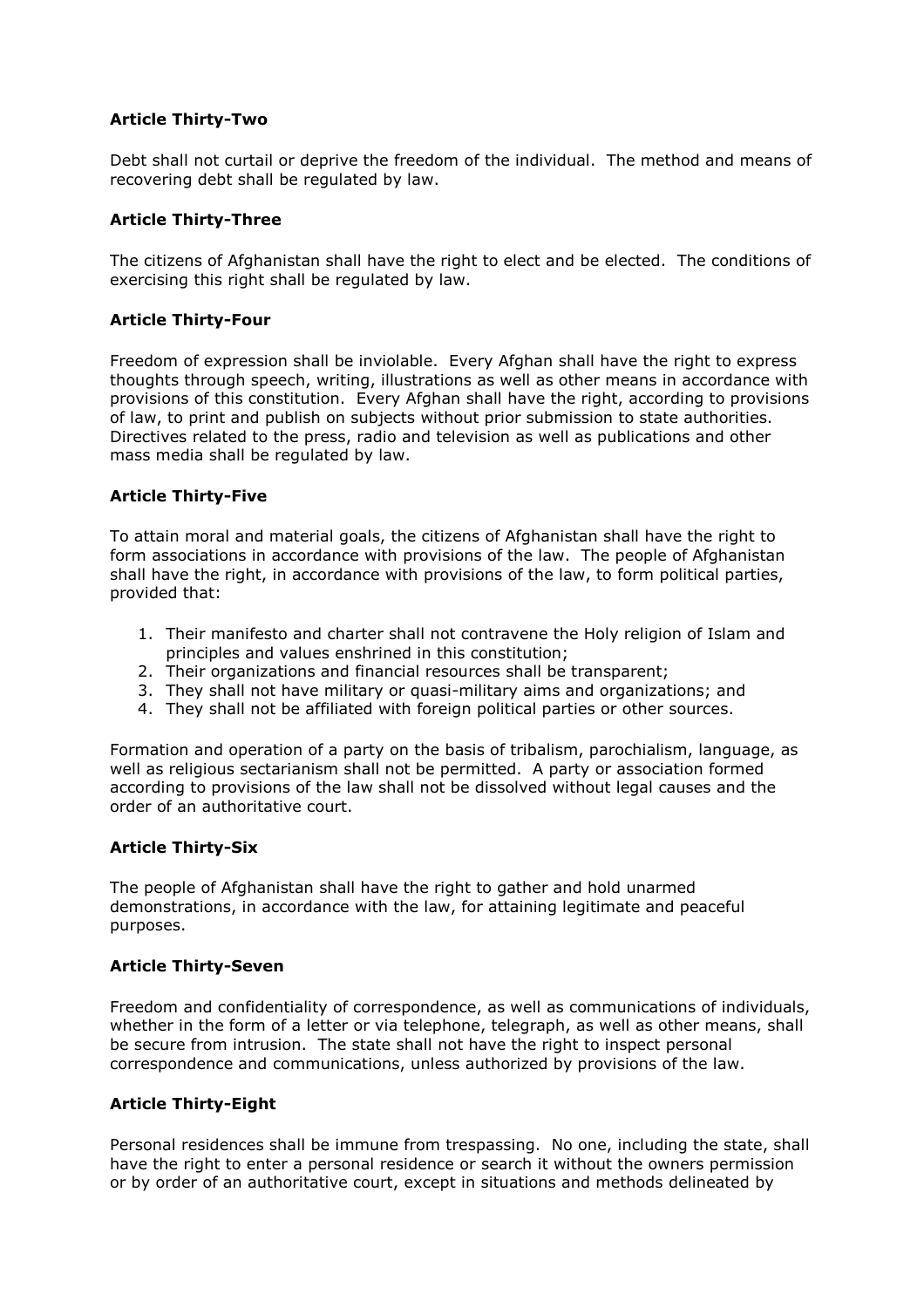#### Article Thirty-Two

Debt shall not curtail or deprive the freedom of the individual. The method and means of recovering debt shall be regulated by law.

#### Article Thirty-Three

The citizens of Afghanistan shall have the right to elect and be elected. The conditions of exercising this right shall be regulated by law.

#### Article Thirty-Four

Freedom of expression shall be inviolable. Every Afghan shall have the right to express thoughts through speech, writing, illustrations as well as other means in accordance with provisions of this constitution. Every Afghan shall have the right, according to provisions of law, to print and publish on subjects without prior submission to state authorities. Directives related to the press, radio and television as well as publications and other mass media shall be regulated by law.

#### Article Thirty-Five

To attain moral and material goals, the citizens of Afghanistan shall have the right to form associations in accordance with provisions of the law. The people of Afghanistan shall have the right, in accordance with provisions of the law, to form political parties, provided that:

1. Their manifesto and charter shall not contravene the Holy religion of Islam and principles and values enshrined in this constitution;
2. Their organizations and financial resources shall be transparent;
3. They shall not have military or quasi-military aims and organizations; and
4. They shall not be affiliated with foreign political parties or other sources.

Formation and operation of a party on the basis of tribalism, parochialism, language, as well as religious sectarianism shall not be permitted. A party or association formed according to provisions of the law shall not be dissolved without legal causes and the order of an authoritative court.

#### Article Thirty-Six

The people of Afghanistan shall have the right to gather and hold unarmed demonstrations, in accordance with the law, for attaining legitimate and peaceful purposes.

#### Article Thirty-Seven

Freedom and confidentiality of correspondence, as well as communications of individuals, whether in the form of a letter or via telephone, telegraph, as well as other means, shall be secure from intrusion. The state shall not have the right to inspect personal correspondence and communications, unless authorized by provisions of the law.

#### Article Thirty-Eight

Personal residences shall be immune from trespassing. No one, including the state, shall have the right to enter a personal residence or search it without the owners permission or by order of an authoritative court, except in situations and methods delineated by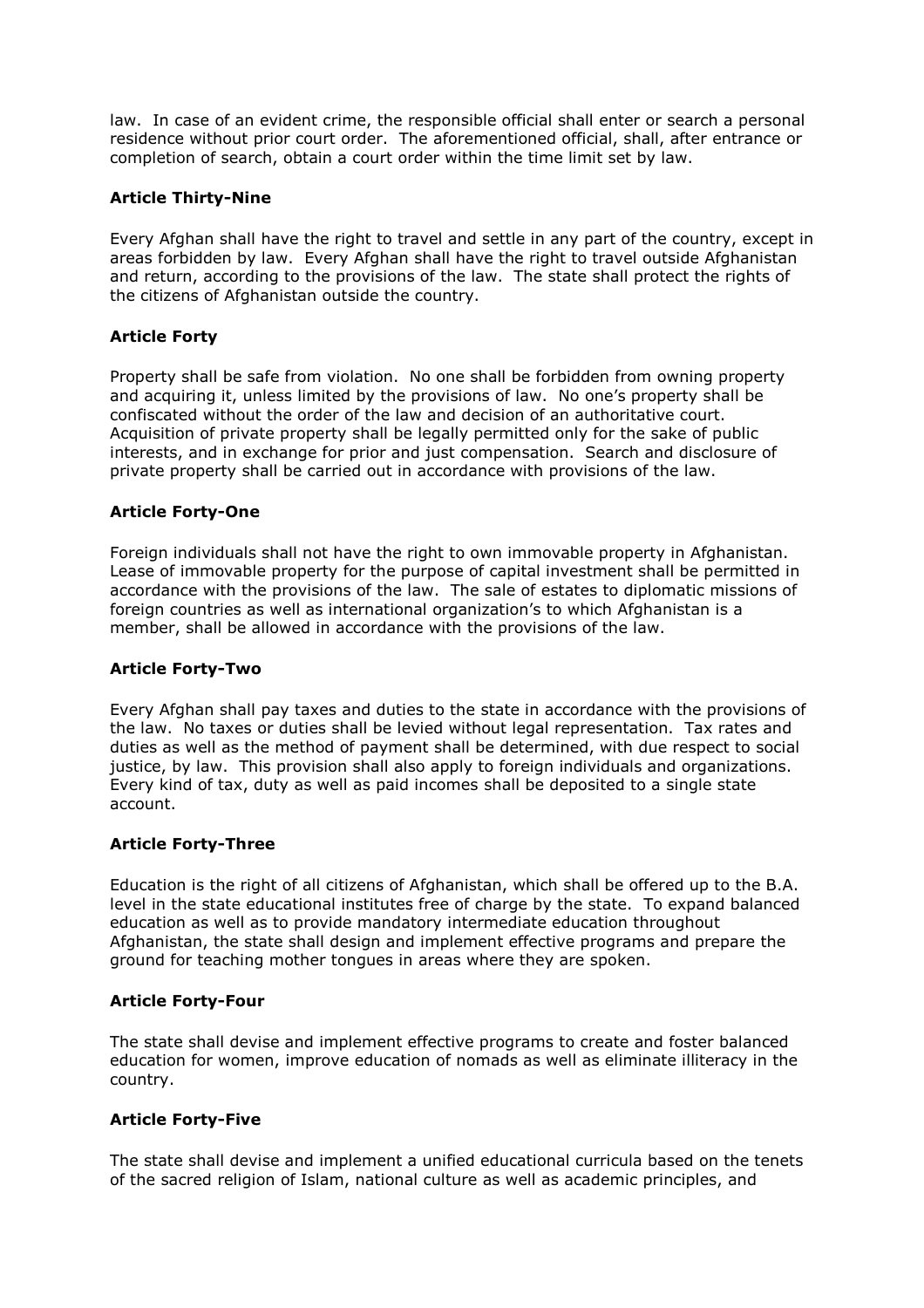law. In case of an evident crime, the responsible official shall enter or search a personal residence without prior court order. The aforementioned official, shall, after entrance or completion of search, obtain a court order within the time limit set by law.

### Article Thirty-Nine

Every Afghan shall have the right to travel and settle in any part of the country, except in areas forbidden by law. Every Afghan shall have the right to travel outside Afghanistan and return, according to the provisions of the law. The state shall protect the rights of the citizens of Afghanistan outside the country.

### Article Forty

Property shall be safe from violation. No one shall be forbidden from owning property and acquiring it, unless limited by the provisions of law. No one's property shall be confiscated without the order of the law and decision of an authoritative court. Acquisition of private property shall be legally permitted only for the sake of public interests, and in exchange for prior and just compensation. Search and disclosure of private property shall be carried out in accordance with provisions of the law.

### Article Forty-One

Foreign individuals shall not have the right to own immovable property in Afghanistan. Lease of immovable property for the purpose of capital investment shall be permitted in accordance with the provisions of the law. The sale of estates to diplomatic missions of foreign countries as well as international organization's to which Afghanistan is a member, shall be allowed in accordance with the provisions of the law.

### Article Forty-Two

Every Afghan shall pay taxes and duties to the state in accordance with the provisions of the law. No taxes or duties shall be levied without legal representation. Tax rates and duties as well as the method of payment shall be determined, with due respect to social justice, by law. This provision shall also apply to foreign individuals and organizations. Every kind of tax, duty as well as paid incomes shall be deposited to a single state account.

### Article Forty-Three

Education is the right of all citizens of Afghanistan, which shall be offered up to the B.A. level in the state educational institutes free of charge by the state. To expand balanced education as well as to provide mandatory intermediate education throughout Afghanistan, the state shall design and implement effective programs and prepare the ground for teaching mother tongues in areas where they are spoken.

### Article Forty-Four

The state shall devise and implement effective programs to create and foster balanced education for women, improve education of nomads as well as eliminate illiteracy in the country.

### Article Forty-Five

The state shall devise and implement a unified educational curricula based on the tenets of the sacred religion of Islam, national culture as well as academic principles, and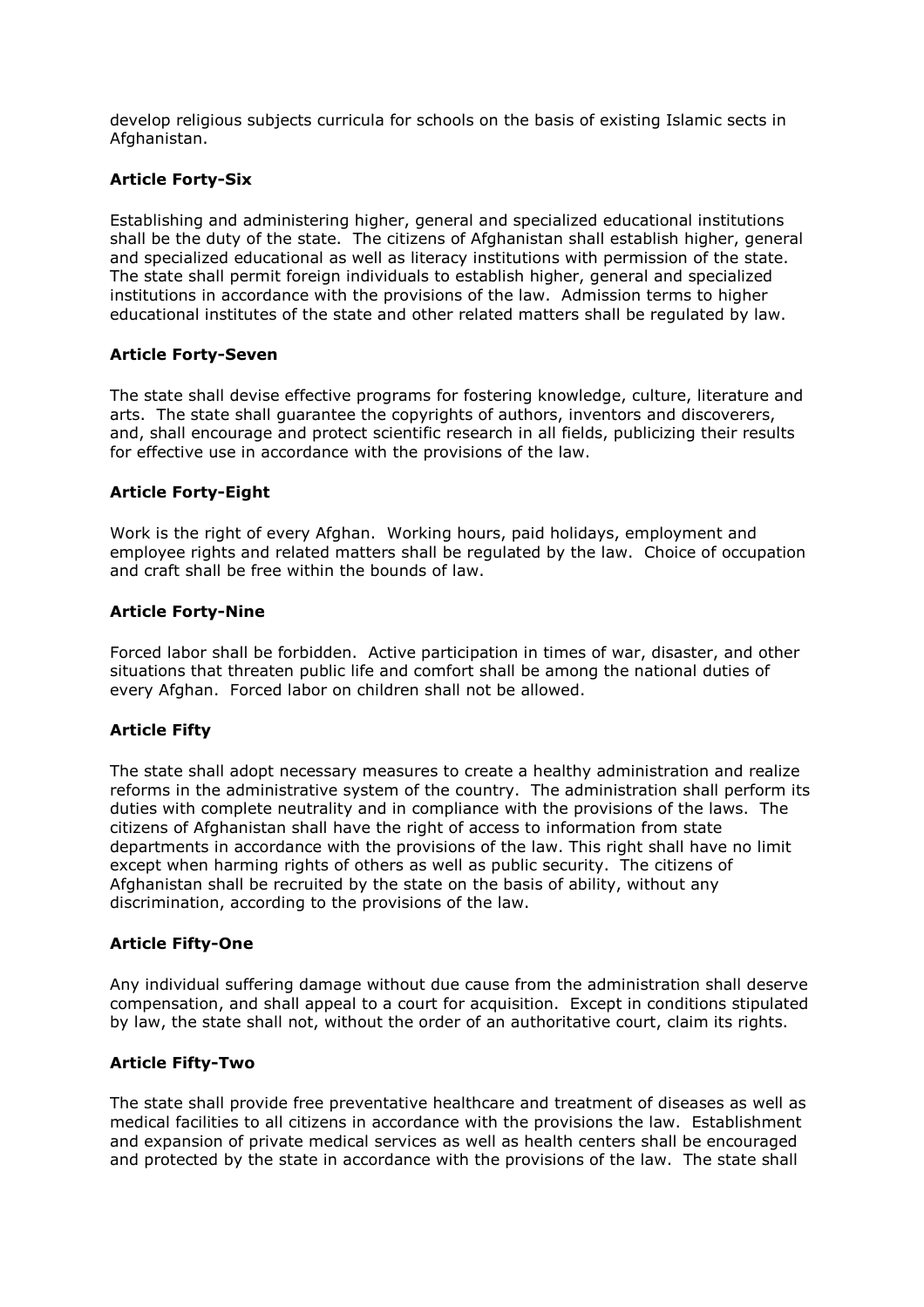develop religious subjects curricula for schools on the basis of existing Islamic sects in Afghanistan.

**Article Forty-Six**

Establishing and administering higher, general and specialized educational institutions shall be the duty of the state. The citizens of Afghanistan shall establish higher, general and specialized educational as well as literacy institutions with permission of the state. The state shall permit foreign individuals to establish higher, general and specialized institutions in accordance with the provisions of the law. Admission terms to higher educational institutes of the state and other related matters shall be regulated by law.

**Article Forty-Seven**

The state shall devise effective programs for fostering knowledge, culture, literature and arts. The state shall guarantee the copyrights of authors, inventors and discoverers, and, shall encourage and protect scientific research in all fields, publicizing their results for effective use in accordance with the provisions of the law.

**Article Forty-Eight**

Work is the right of every Afghan. Working hours, paid holidays, employment and employee rights and related matters shall be regulated by the law. Choice of occupation and craft shall be free within the bounds of law.

**Article Forty-Nine**

Forced labor shall be forbidden. Active participation in times of war, disaster, and other situations that threaten public life and comfort shall be among the national duties of every Afghan. Forced labor on children shall not be allowed.

**Article Fifty**

The state shall adopt necessary measures to create a healthy administration and realize reforms in the administrative system of the country. The administration shall perform its duties with complete neutrality and in compliance with the provisions of the laws. The citizens of Afghanistan shall have the right of access to information from state departments in accordance with the provisions of the law. This right shall have no limit except when harming rights of others as well as public security. The citizens of Afghanistan shall be recruited by the state on the basis of ability, without any discrimination, according to the provisions of the law.

**Article Fifty-One**

Any individual suffering damage without due cause from the administration shall deserve compensation, and shall appeal to a court for acquisition. Except in conditions stipulated by law, the state shall not, without the order of an authoritative court, claim its rights.

**Article Fifty-Two**

The state shall provide free preventative healthcare and treatment of diseases as well as medical facilities to all citizens in accordance with the provisions the law. Establishment and expansion of private medical services as well as health centers shall be encouraged and protected by the state in accordance with the provisions of the law. The state shall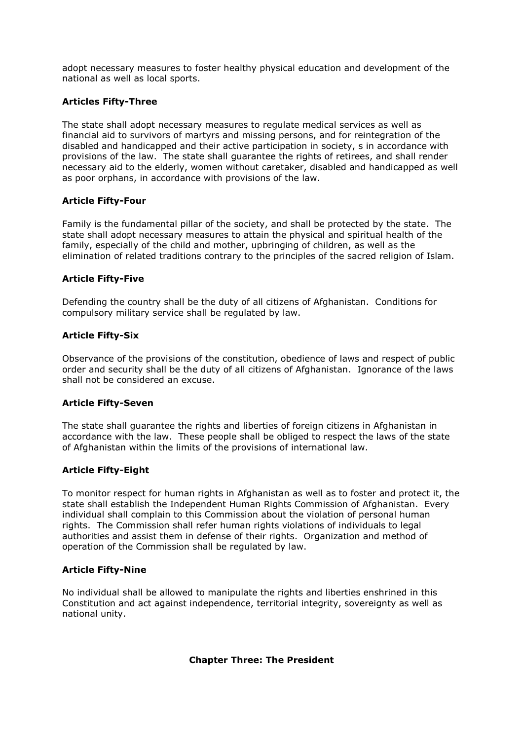adopt necessary measures to foster healthy physical education and development of the national as well as local sports.

### Articles Fifty-Three

The state shall adopt necessary measures to regulate medical services as well as financial aid to survivors of martyrs and missing persons, and for reintegration of the disabled and handicapped and their active participation in society, s in accordance with provisions of the law. The state shall guarantee the rights of retirees, and shall render necessary aid to the elderly, women without caretaker, disabled and handicapped as well as poor orphans, in accordance with provisions of the law.

### Article Fifty-Four

Family is the fundamental pillar of the society, and shall be protected by the state. The state shall adopt necessary measures to attain the physical and spiritual health of the family, especially of the child and mother, upbringing of children, as well as the elimination of related traditions contrary to the principles of the sacred religion of Islam.

### Article Fifty-Five

Defending the country shall be the duty of all citizens of Afghanistan. Conditions for compulsory military service shall be regulated by law.

### Article Fifty-Six

Observance of the provisions of the constitution, obedience of laws and respect of public order and security shall be the duty of all citizens of Afghanistan. Ignorance of the laws shall not be considered an excuse.

### Article Fifty-Seven

The state shall guarantee the rights and liberties of foreign citizens in Afghanistan in accordance with the law. These people shall be obliged to respect the laws of the state of Afghanistan within the limits of the provisions of international law.

### Article Fifty-Eight

To monitor respect for human rights in Afghanistan as well as to foster and protect it, the state shall establish the Independent Human Rights Commission of Afghanistan. Every individual shall complain to this Commission about the violation of personal human rights. The Commission shall refer human rights violations of individuals to legal authorities and assist them in defense of their rights. Organization and method of operation of the Commission shall be regulated by law.

### Article Fifty-Nine

No individual shall be allowed to manipulate the rights and liberties enshrined in this Constitution and act against independence, territorial integrity, sovereignty as well as national unity.

## Chapter Three: The President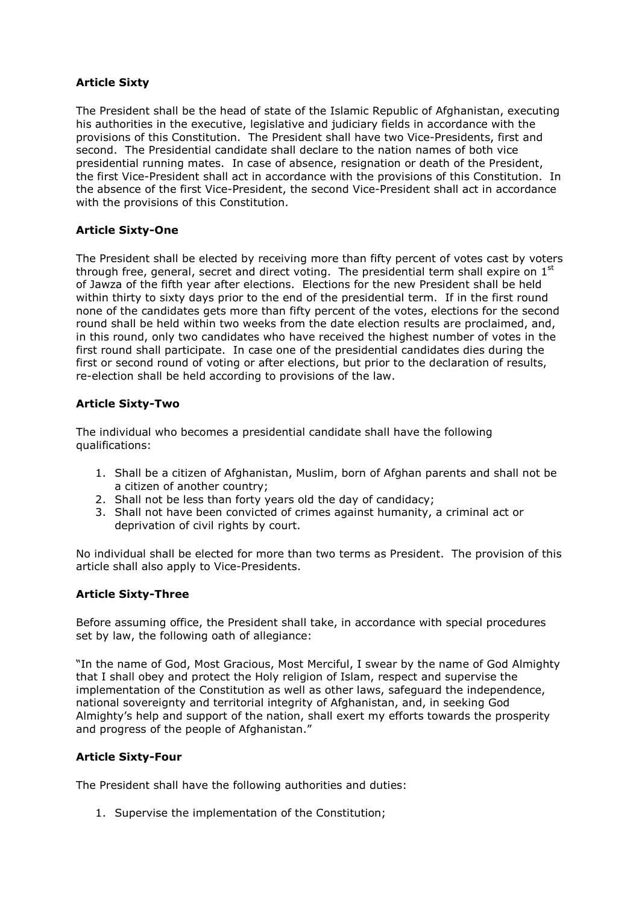**Article Sixty**

The President shall be the head of state of the Islamic Republic of Afghanistan, executing his authorities in the executive, legislative and judiciary fields in accordance with the provisions of this Constitution. The President shall have two Vice-Presidents, first and second. The Presidential candidate shall declare to the nation names of both vice presidential running mates. In case of absence, resignation or death of the President, the first Vice-President shall act in accordance with the provisions of this Constitution. In the absence of the first Vice-President, the second Vice-President shall act in accordance with the provisions of this Constitution.

**Article Sixty-One**

The President shall be elected by receiving more than fifty percent of votes cast by voters through free, general, secret and direct voting. The presidential term shall expire on 1st of Jawza of the fifth year after elections. Elections for the new President shall be held within thirty to sixty days prior to the end of the presidential term. If in the first round none of the candidates gets more than fifty percent of the votes, elections for the second round shall be held within two weeks from the date election results are proclaimed, and, in this round, only two candidates who have received the highest number of votes in the first round shall participate. In case one of the presidential candidates dies during the first or second round of voting or after elections, but prior to the declaration of results, re-election shall be held according to provisions of the law.

**Article Sixty-Two**

The individual who becomes a presidential candidate shall have the following qualifications:

1. Shall be a citizen of Afghanistan, Muslim, born of Afghan parents and shall not be a citizen of another country;
2. Shall not be less than forty years old the day of candidacy;
3. Shall not have been convicted of crimes against humanity, a criminal act or deprivation of civil rights by court.

No individual shall be elected for more than two terms as President. The provision of this article shall also apply to Vice-Presidents.

**Article Sixty-Three**

Before assuming office, the President shall take, in accordance with special procedures set by law, the following oath of allegiance:

"In the name of God, Most Gracious, Most Merciful, I swear by the name of God Almighty that I shall obey and protect the Holy religion of Islam, respect and supervise the implementation of the Constitution as well as other laws, safeguard the independence, national sovereignty and territorial integrity of Afghanistan, and, in seeking God Almighty's help and support of the nation, shall exert my efforts towards the prosperity and progress of the people of Afghanistan."

**Article Sixty-Four**

The President shall have the following authorities and duties:

1. Supervise the implementation of the Constitution;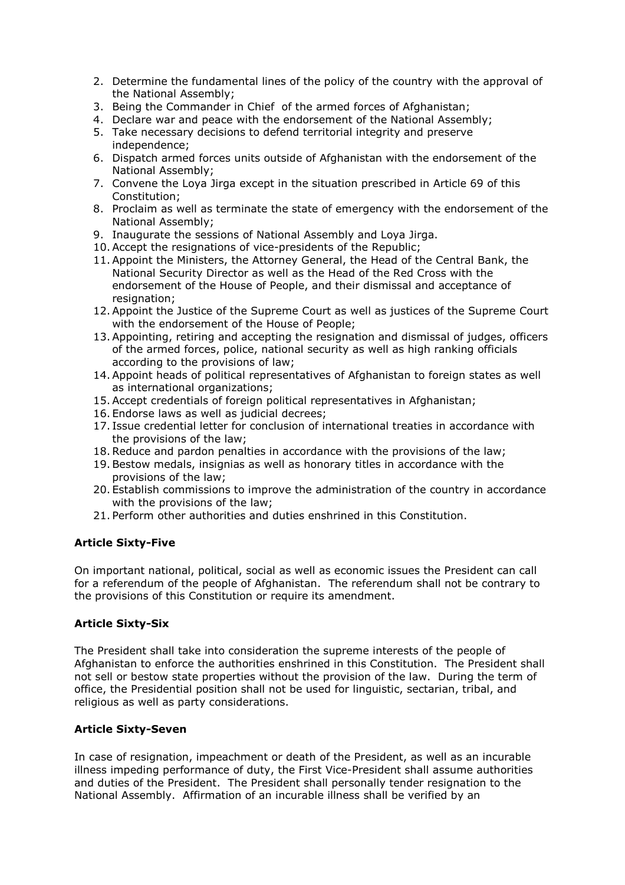2. Determine the fundamental lines of the policy of the country with the approval of the National Assembly;
3. Being the Commander in Chief of the armed forces of Afghanistan;
4. Declare war and peace with the endorsement of the National Assembly;
5. Take necessary decisions to defend territorial integrity and preserve independence;
6. Dispatch armed forces units outside of Afghanistan with the endorsement of the National Assembly;
7. Convene the Loya Jirga except in the situation prescribed in Article 69 of this Constitution;
8. Proclaim as well as terminate the state of emergency with the endorsement of the National Assembly;
9. Inaugurate the sessions of National Assembly and Loya Jirga.
10. Accept the resignations of vice-presidents of the Republic;
11. Appoint the Ministers, the Attorney General, the Head of the Central Bank, the National Security Director as well as the Head of the Red Cross with the endorsement of the House of People, and their dismissal and acceptance of resignation;
12. Appoint the Justice of the Supreme Court as well as justices of the Supreme Court with the endorsement of the House of People;
13. Appointing, retiring and accepting the resignation and dismissal of judges, officers of the armed forces, police, national security as well as high ranking officials according to the provisions of law;
14. Appoint heads of political representatives of Afghanistan to foreign states as well as international organizations;
15. Accept credentials of foreign political representatives in Afghanistan;
16. Endorse laws as well as judicial decrees;
17. Issue credential letter for conclusion of international treaties in accordance with the provisions of the law;
18. Reduce and pardon penalties in accordance with the provisions of the law;
19. Bestow medals, insignias as well as honorary titles in accordance with the provisions of the law;
20. Establish commissions to improve the administration of the country in accordance with the provisions of the law;
21. Perform other authorities and duties enshrined in this Constitution.

**Article Sixty-Five**

On important national, political, social as well as economic issues the President can call for a referendum of the people of Afghanistan. The referendum shall not be contrary to the provisions of this Constitution or require its amendment.

**Article Sixty-Six**

The President shall take into consideration the supreme interests of the people of Afghanistan to enforce the authorities enshrined in this Constitution. The President shall not sell or bestow state properties without the provision of the law. During the term of office, the Presidential position shall not be used for linguistic, sectarian, tribal, and religious as well as party considerations.

**Article Sixty-Seven**

In case of resignation, impeachment or death of the President, as well as an incurable illness impeding performance of duty, the First Vice-President shall assume authorities and duties of the President. The President shall personally tender resignation to the National Assembly. Affirmation of an incurable illness shall be verified by an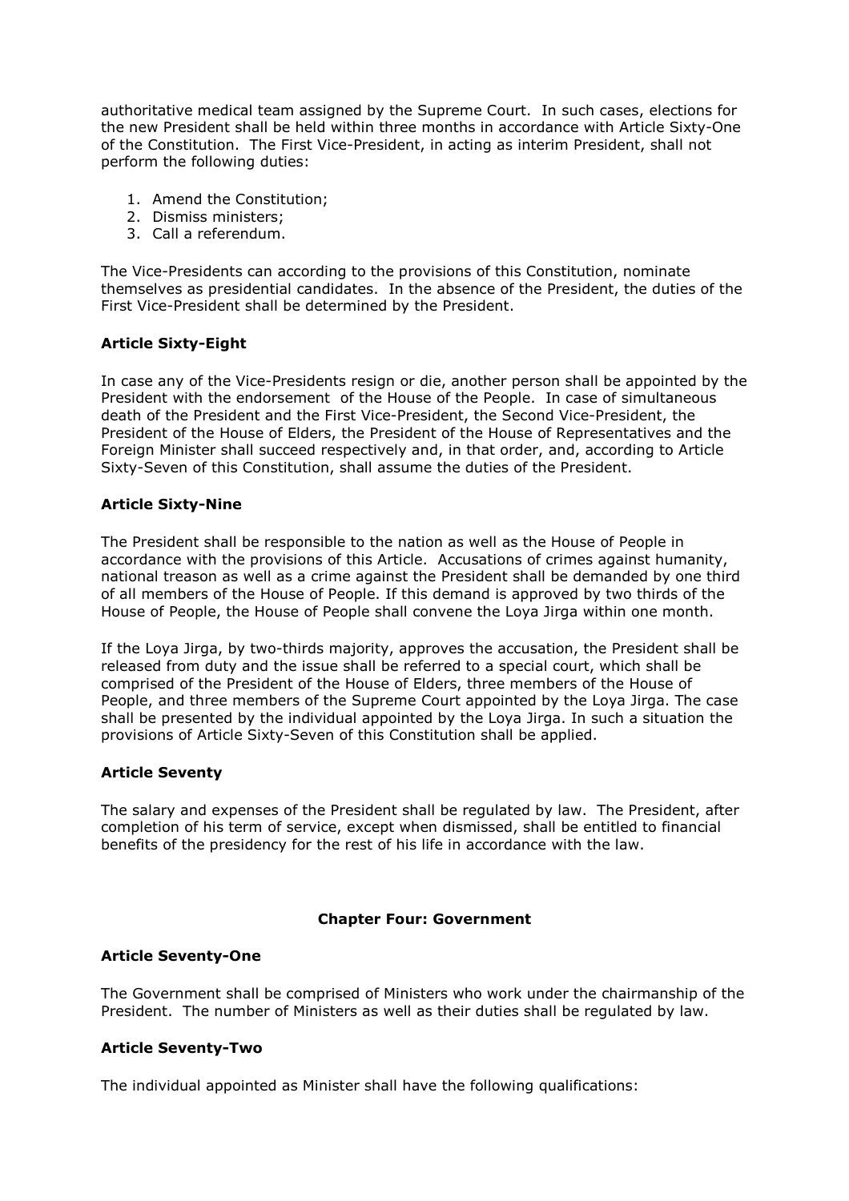authoritative medical team assigned by the Supreme Court. In such cases, elections for the new President shall be held within three months in accordance with Article Sixty-One of the Constitution. The First Vice-President, in acting as interim President, shall not perform the following duties:

1. Amend the Constitution;
2. Dismiss ministers;
3. Call a referendum.

The Vice-Presidents can according to the provisions of this Constitution, nominate themselves as presidential candidates. In the absence of the President, the duties of the First Vice-President shall be determined by the President.

### Article Sixty-Eight

In case any of the Vice-Presidents resign or die, another person shall be appointed by the President with the endorsement of the House of the People. In case of simultaneous death of the President and the First Vice-President, the Second Vice-President, the President of the House of Elders, the President of the House of Representatives and the Foreign Minister shall succeed respectively and, in that order, and, according to Article Sixty-Seven of this Constitution, shall assume the duties of the President.

### Article Sixty-Nine

The President shall be responsible to the nation as well as the House of People in accordance with the provisions of this Article. Accusations of crimes against humanity, national treason as well as a crime against the President shall be demanded by one third of all members of the House of People. If this demand is approved by two thirds of the House of People, the House of People shall convene the Loya Jirga within one month.

If the Loya Jirga, by two-thirds majority, approves the accusation, the President shall be released from duty and the issue shall be referred to a special court, which shall be comprised of the President of the House of Elders, three members of the House of People, and three members of the Supreme Court appointed by the Loya Jirga. The case shall be presented by the individual appointed by the Loya Jirga. In such a situation the provisions of Article Sixty-Seven of this Constitution shall be applied.

### Article Seventy

The salary and expenses of the President shall be regulated by law. The President, after completion of his term of service, except when dismissed, shall be entitled to financial benefits of the presidency for the rest of his life in accordance with the law.

## Chapter Four: Government

### Article Seventy-One

The Government shall be comprised of Ministers who work under the chairmanship of the President. The number of Ministers as well as their duties shall be regulated by law.

### Article Seventy-Two

The individual appointed as Minister shall have the following qualifications: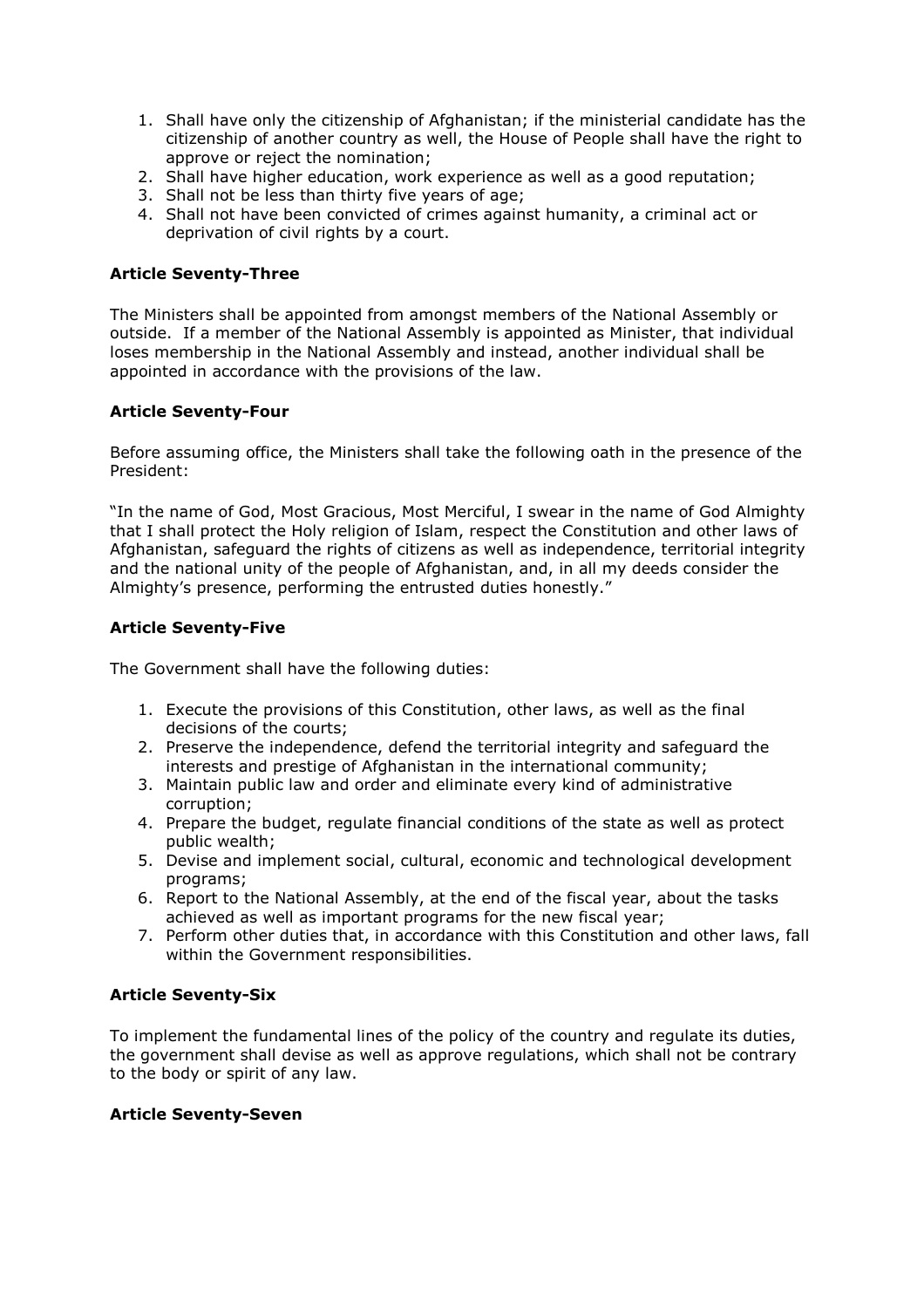1. Shall have only the citizenship of Afghanistan; if the ministerial candidate has the citizenship of another country as well, the House of People shall have the right to approve or reject the nomination;
2. Shall have higher education, work experience as well as a good reputation;
3. Shall not be less than thirty five years of age;
4. Shall not have been convicted of crimes against humanity, a criminal act or deprivation of civil rights by a court.

**Article Seventy-Three**

The Ministers shall be appointed from amongst members of the National Assembly or outside. If a member of the National Assembly is appointed as Minister, that individual loses membership in the National Assembly and instead, another individual shall be appointed in accordance with the provisions of the law.

**Article Seventy-Four**

Before assuming office, the Ministers shall take the following oath in the presence of the President:

"In the name of God, Most Gracious, Most Merciful, I swear in the name of God Almighty that I shall protect the Holy religion of Islam, respect the Constitution and other laws of Afghanistan, safeguard the rights of citizens as well as independence, territorial integrity and the national unity of the people of Afghanistan, and, in all my deeds consider the Almighty's presence, performing the entrusted duties honestly."

**Article Seventy-Five**

The Government shall have the following duties:

1. Execute the provisions of this Constitution, other laws, as well as the final decisions of the courts;
2. Preserve the independence, defend the territorial integrity and safeguard the interests and prestige of Afghanistan in the international community;
3. Maintain public law and order and eliminate every kind of administrative corruption;
4. Prepare the budget, regulate financial conditions of the state as well as protect public wealth;
5. Devise and implement social, cultural, economic and technological development programs;
6. Report to the National Assembly, at the end of the fiscal year, about the tasks achieved as well as important programs for the new fiscal year;
7. Perform other duties that, in accordance with this Constitution and other laws, fall within the Government responsibilities.

**Article Seventy-Six**

To implement the fundamental lines of the policy of the country and regulate its duties, the government shall devise as well as approve regulations, which shall not be contrary to the body or spirit of any law.

**Article Seventy-Seven**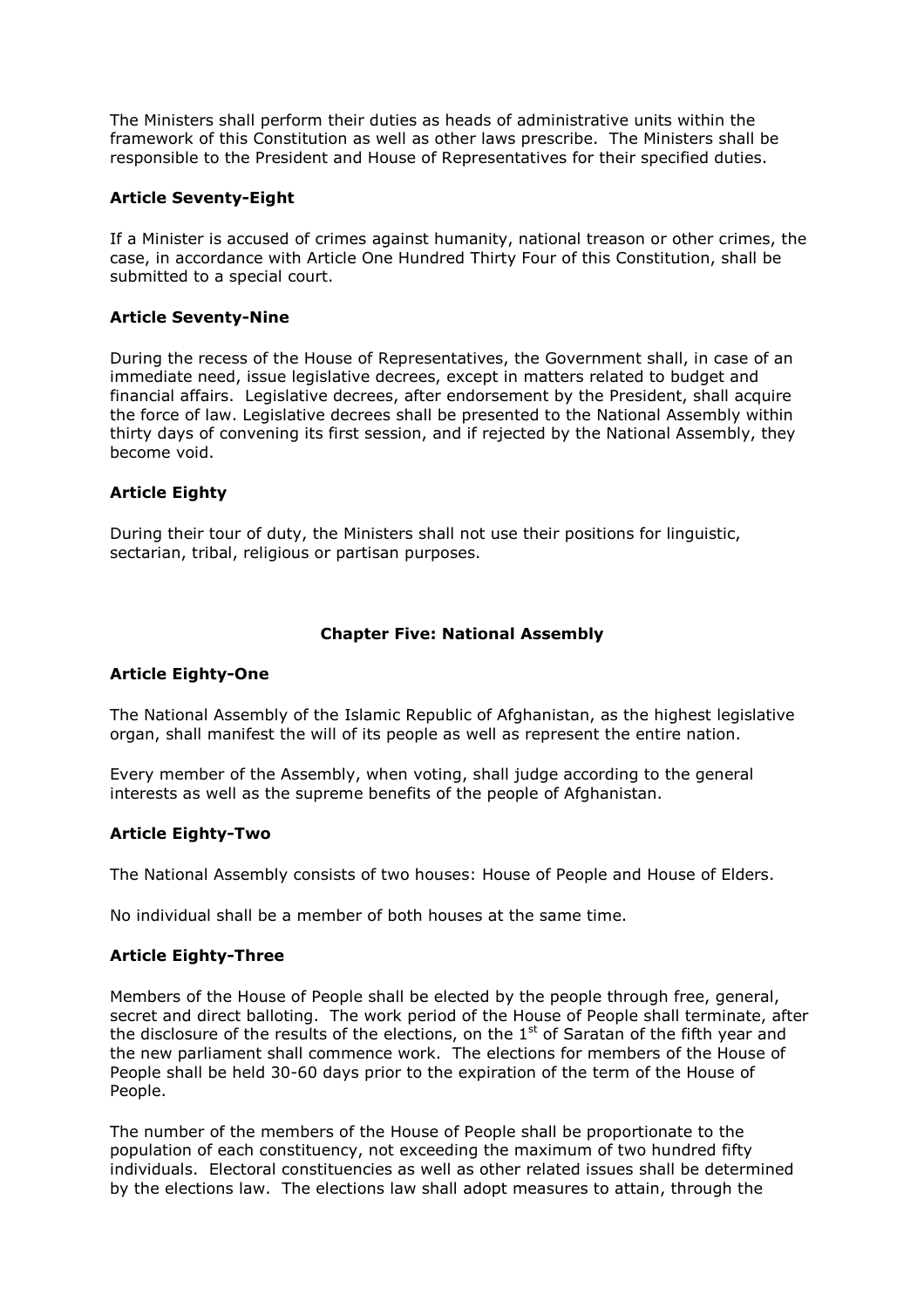The Ministers shall perform their duties as heads of administrative units within the framework of this Constitution as well as other laws prescribe. The Ministers shall be responsible to the President and House of Representatives for their specified duties.

### Article Seventy-Eight

If a Minister is accused of crimes against humanity, national treason or other crimes, the case, in accordance with Article One Hundred Thirty Four of this Constitution, shall be submitted to a special court.

### Article Seventy-Nine

During the recess of the House of Representatives, the Government shall, in case of an immediate need, issue legislative decrees, except in matters related to budget and financial affairs. Legislative decrees, after endorsement by the President, shall acquire the force of law. Legislative decrees shall be presented to the National Assembly within thirty days of convening its first session, and if rejected by the National Assembly, they become void.

### Article Eighty

During their tour of duty, the Ministers shall not use their positions for linguistic, sectarian, tribal, religious or partisan purposes.

## Chapter Five: National Assembly

### Article Eighty-One

The National Assembly of the Islamic Republic of Afghanistan, as the highest legislative organ, shall manifest the will of its people as well as represent the entire nation.

Every member of the Assembly, when voting, shall judge according to the general interests as well as the supreme benefits of the people of Afghanistan.

### Article Eighty-Two

The National Assembly consists of two houses: House of People and House of Elders.

No individual shall be a member of both houses at the same time.

### Article Eighty-Three

Members of the House of People shall be elected by the people through free, general, secret and direct balloting. The work period of the House of People shall terminate, after the disclosure of the results of the elections, on the 1st of Saratan of the fifth year and the new parliament shall commence work. The elections for members of the House of People shall be held 30-60 days prior to the expiration of the term of the House of People.

The number of the members of the House of People shall be proportionate to the population of each constituency, not exceeding the maximum of two hundred fifty individuals. Electoral constituencies as well as other related issues shall be determined by the elections law. The elections law shall adopt measures to attain, through the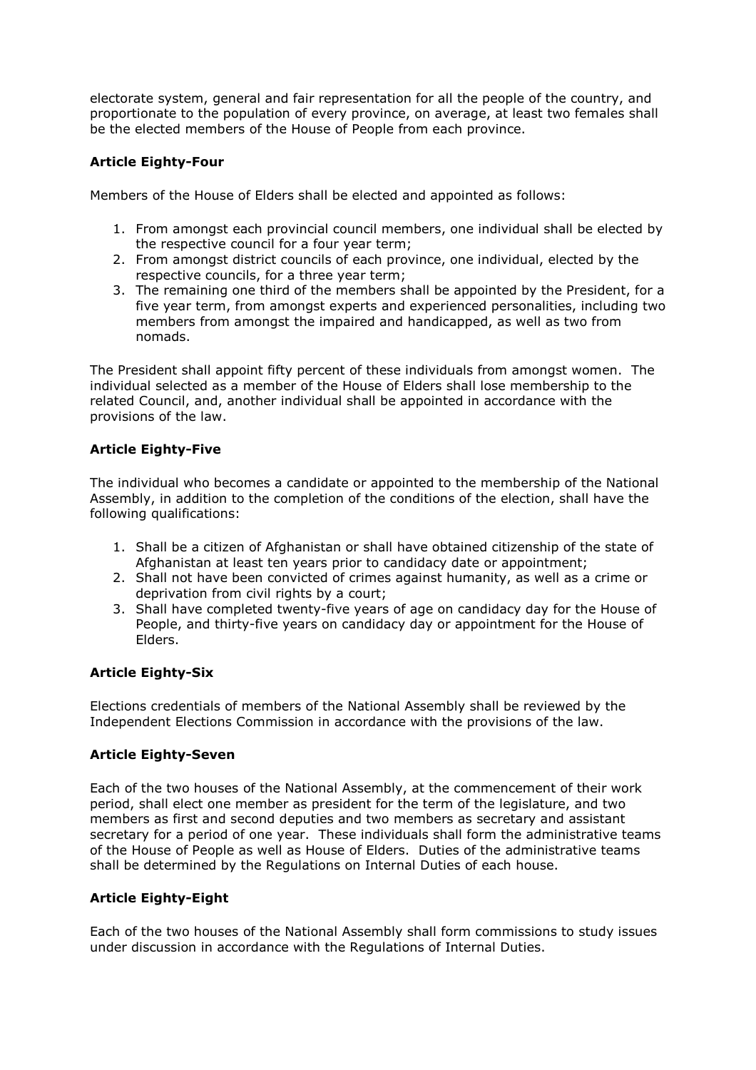electorate system, general and fair representation for all the people of the country, and proportionate to the population of every province, on average, at least two females shall be the elected members of the House of People from each province.

### Article Eighty-Four

Members of the House of Elders shall be elected and appointed as follows:

1. From amongst each provincial council members, one individual shall be elected by the respective council for a four year term;
2. From amongst district councils of each province, one individual, elected by the respective councils, for a three year term;
3. The remaining one third of the members shall be appointed by the President, for a five year term, from amongst experts and experienced personalities, including two members from amongst the impaired and handicapped, as well as two from nomads.

The President shall appoint fifty percent of these individuals from amongst women. The individual selected as a member of the House of Elders shall lose membership to the related Council, and, another individual shall be appointed in accordance with the provisions of the law.

### Article Eighty-Five

The individual who becomes a candidate or appointed to the membership of the National Assembly, in addition to the completion of the conditions of the election, shall have the following qualifications:

1. Shall be a citizen of Afghanistan or shall have obtained citizenship of the state of Afghanistan at least ten years prior to candidacy date or appointment;
2. Shall not have been convicted of crimes against humanity, as well as a crime or deprivation from civil rights by a court;
3. Shall have completed twenty-five years of age on candidacy day for the House of People, and thirty-five years on candidacy day or appointment for the House of Elders.

### Article Eighty-Six

Elections credentials of members of the National Assembly shall be reviewed by the Independent Elections Commission in accordance with the provisions of the law.

### Article Eighty-Seven

Each of the two houses of the National Assembly, at the commencement of their work period, shall elect one member as president for the term of the legislature, and two members as first and second deputies and two members as secretary and assistant secretary for a period of one year. These individuals shall form the administrative teams of the House of People as well as House of Elders. Duties of the administrative teams shall be determined by the Regulations on Internal Duties of each house.

### Article Eighty-Eight

Each of the two houses of the National Assembly shall form commissions to study issues under discussion in accordance with the Regulations of Internal Duties.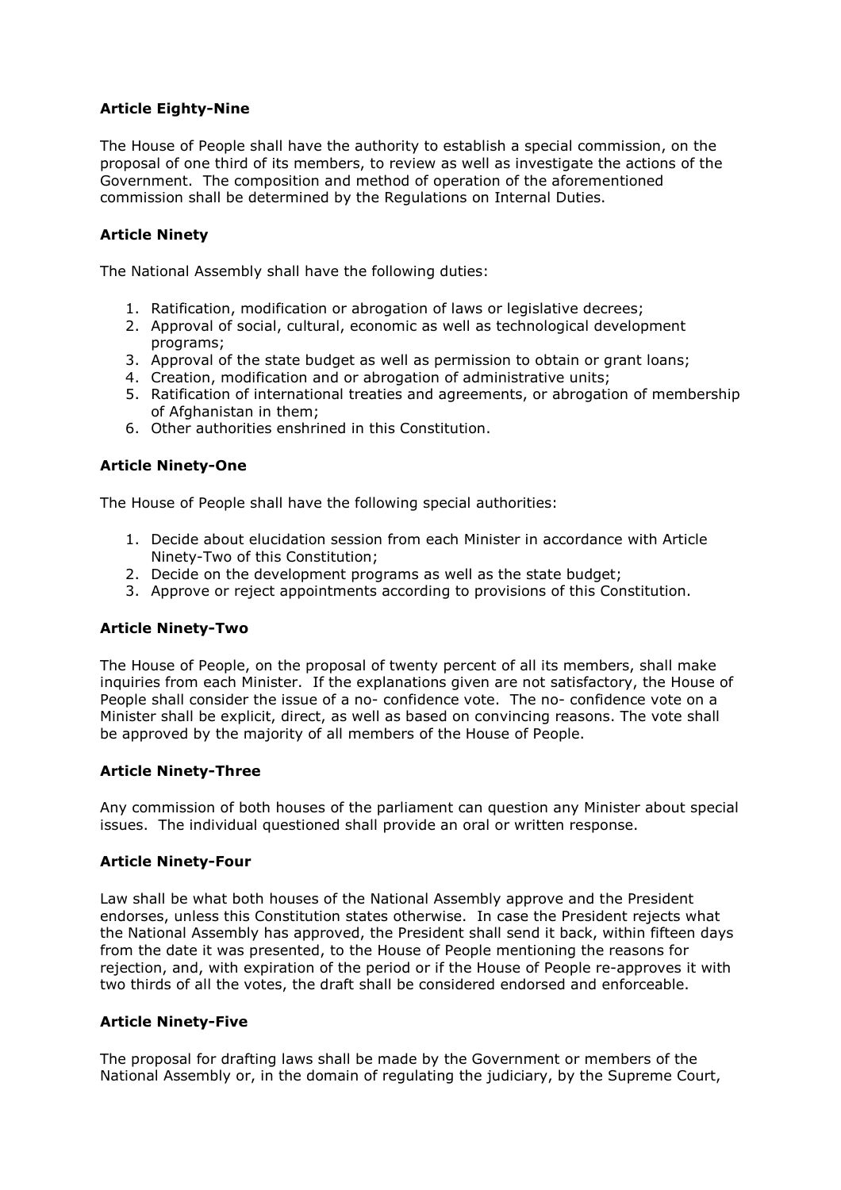**Article Eighty-Nine**

The House of People shall have the authority to establish a special commission, on the proposal of one third of its members, to review as well as investigate the actions of the Government. The composition and method of operation of the aforementioned commission shall be determined by the Regulations on Internal Duties.

**Article Ninety**

The National Assembly shall have the following duties:

1. Ratification, modification or abrogation of laws or legislative decrees;
2. Approval of social, cultural, economic as well as technological development programs;
3. Approval of the state budget as well as permission to obtain or grant loans;
4. Creation, modification and or abrogation of administrative units;
5. Ratification of international treaties and agreements, or abrogation of membership of Afghanistan in them;
6. Other authorities enshrined in this Constitution.

**Article Ninety-One**

The House of People shall have the following special authorities:

1. Decide about elucidation session from each Minister in accordance with Article Ninety-Two of this Constitution;
2. Decide on the development programs as well as the state budget;
3. Approve or reject appointments according to provisions of this Constitution.

**Article Ninety-Two**

The House of People, on the proposal of twenty percent of all its members, shall make inquiries from each Minister. If the explanations given are not satisfactory, the House of People shall consider the issue of a no- confidence vote. The no- confidence vote on a Minister shall be explicit, direct, as well as based on convincing reasons. The vote shall be approved by the majority of all members of the House of People.

**Article Ninety-Three**

Any commission of both houses of the parliament can question any Minister about special issues. The individual questioned shall provide an oral or written response.

**Article Ninety-Four**

Law shall be what both houses of the National Assembly approve and the President endorses, unless this Constitution states otherwise. In case the President rejects what the National Assembly has approved, the President shall send it back, within fifteen days from the date it was presented, to the House of People mentioning the reasons for rejection, and, with expiration of the period or if the House of People re-approves it with two thirds of all the votes, the draft shall be considered endorsed and enforceable.

**Article Ninety-Five**

The proposal for drafting laws shall be made by the Government or members of the National Assembly or, in the domain of regulating the judiciary, by the Supreme Court,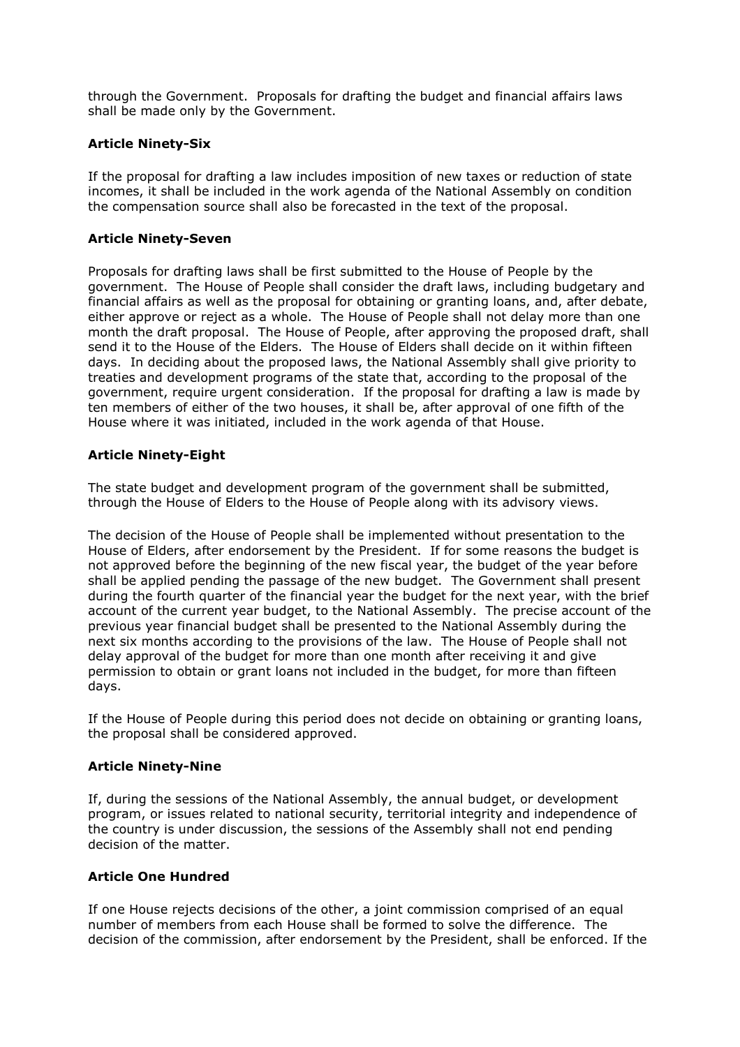through the Government. Proposals for drafting the budget and financial affairs laws shall be made only by the Government.

**Article Ninety-Six**

If the proposal for drafting a law includes imposition of new taxes or reduction of state incomes, it shall be included in the work agenda of the National Assembly on condition the compensation source shall also be forecasted in the text of the proposal.

**Article Ninety-Seven**

Proposals for drafting laws shall be first submitted to the House of People by the government. The House of People shall consider the draft laws, including budgetary and financial affairs as well as the proposal for obtaining or granting loans, and, after debate, either approve or reject as a whole. The House of People shall not delay more than one month the draft proposal. The House of People, after approving the proposed draft, shall send it to the House of the Elders. The House of Elders shall decide on it within fifteen days. In deciding about the proposed laws, the National Assembly shall give priority to treaties and development programs of the state that, according to the proposal of the government, require urgent consideration. If the proposal for drafting a law is made by ten members of either of the two houses, it shall be, after approval of one fifth of the House where it was initiated, included in the work agenda of that House.

**Article Ninety-Eight**

The state budget and development program of the government shall be submitted, through the House of Elders to the House of People along with its advisory views.

The decision of the House of People shall be implemented without presentation to the House of Elders, after endorsement by the President. If for some reasons the budget is not approved before the beginning of the new fiscal year, the budget of the year before shall be applied pending the passage of the new budget. The Government shall present during the fourth quarter of the financial year the budget for the next year, with the brief account of the current year budget, to the National Assembly. The precise account of the previous year financial budget shall be presented to the National Assembly during the next six months according to the provisions of the law. The House of People shall not delay approval of the budget for more than one month after receiving it and give permission to obtain or grant loans not included in the budget, for more than fifteen days.

If the House of People during this period does not decide on obtaining or granting loans, the proposal shall be considered approved.

**Article Ninety-Nine**

If, during the sessions of the National Assembly, the annual budget, or development program, or issues related to national security, territorial integrity and independence of the country is under discussion, the sessions of the Assembly shall not end pending decision of the matter.

**Article One Hundred**

If one House rejects decisions of the other, a joint commission comprised of an equal number of members from each House shall be formed to solve the difference. The decision of the commission, after endorsement by the President, shall be enforced. If the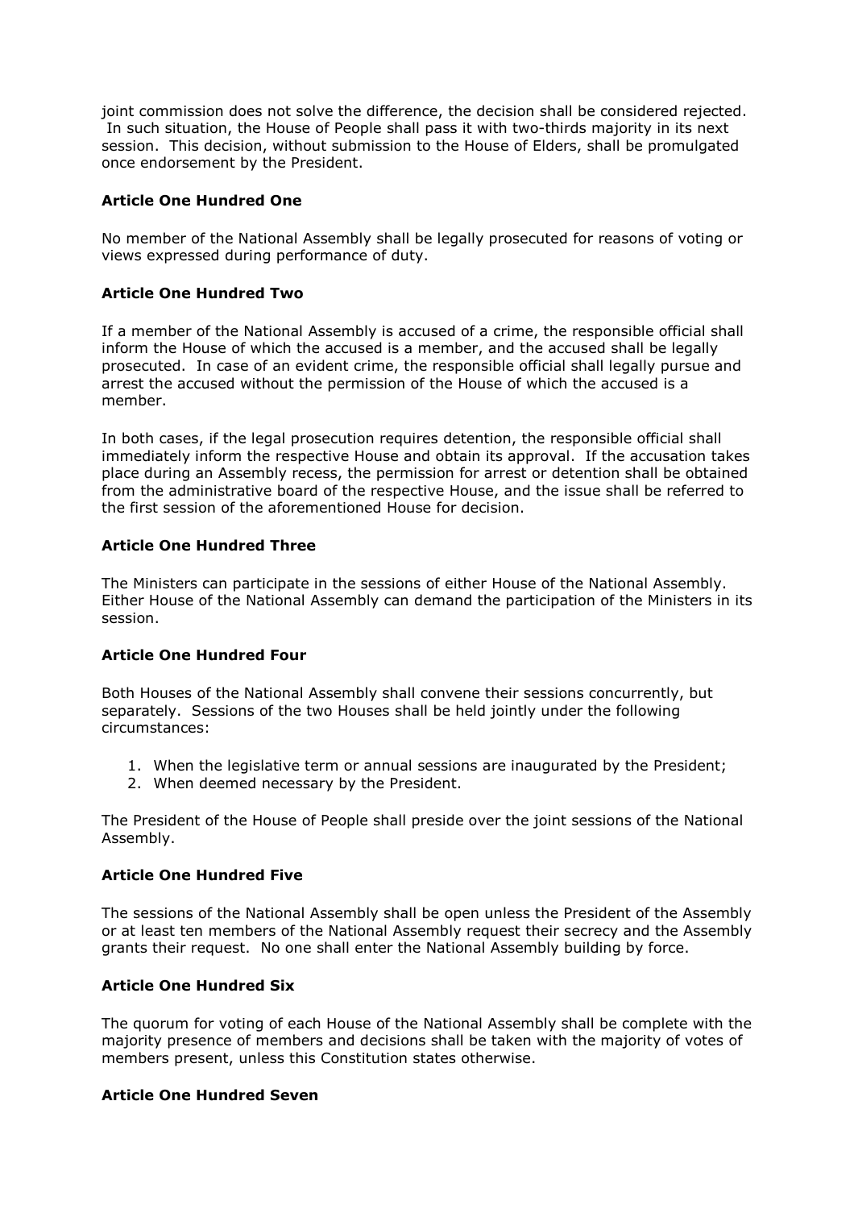joint commission does not solve the difference, the decision shall be considered rejected. In such situation, the House of People shall pass it with two-thirds majority in its next session. This decision, without submission to the House of Elders, shall be promulgated once endorsement by the President.

**Article One Hundred One**

No member of the National Assembly shall be legally prosecuted for reasons of voting or views expressed during performance of duty.

**Article One Hundred Two**

If a member of the National Assembly is accused of a crime, the responsible official shall inform the House of which the accused is a member, and the accused shall be legally prosecuted. In case of an evident crime, the responsible official shall legally pursue and arrest the accused without the permission of the House of which the accused is a member.

In both cases, if the legal prosecution requires detention, the responsible official shall immediately inform the respective House and obtain its approval. If the accusation takes place during an Assembly recess, the permission for arrest or detention shall be obtained from the administrative board of the respective House, and the issue shall be referred to the first session of the aforementioned House for decision.

**Article One Hundred Three**

The Ministers can participate in the sessions of either House of the National Assembly. Either House of the National Assembly can demand the participation of the Ministers in its session.

**Article One Hundred Four**

Both Houses of the National Assembly shall convene their sessions concurrently, but separately. Sessions of the two Houses shall be held jointly under the following circumstances:

1. When the legislative term or annual sessions are inaugurated by the President;
2. When deemed necessary by the President.

The President of the House of People shall preside over the joint sessions of the National Assembly.

**Article One Hundred Five**

The sessions of the National Assembly shall be open unless the President of the Assembly or at least ten members of the National Assembly request their secrecy and the Assembly grants their request. No one shall enter the National Assembly building by force.

**Article One Hundred Six**

The quorum for voting of each House of the National Assembly shall be complete with the majority presence of members and decisions shall be taken with the majority of votes of members present, unless this Constitution states otherwise.

**Article One Hundred Seven**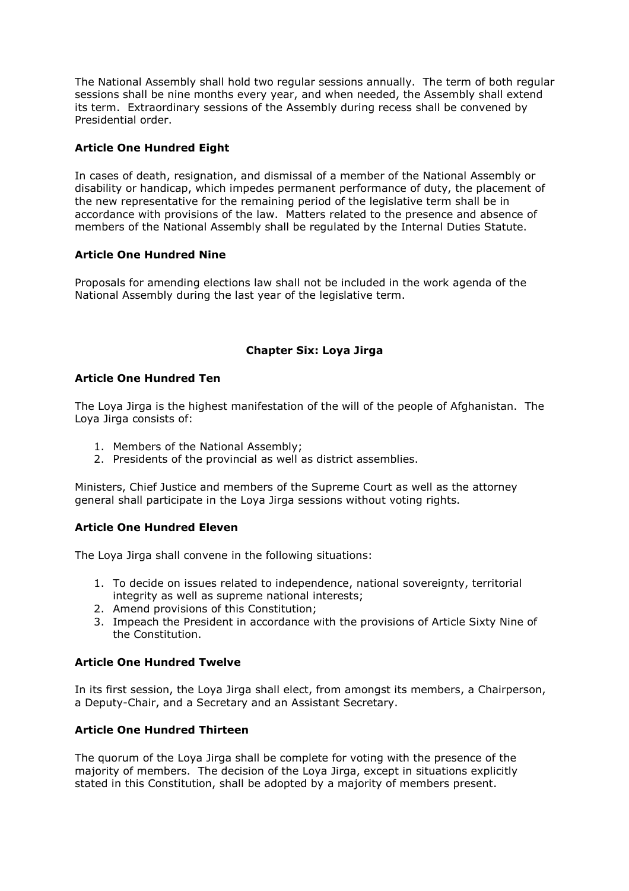The National Assembly shall hold two regular sessions annually. The term of both regular sessions shall be nine months every year, and when needed, the Assembly shall extend its term. Extraordinary sessions of the Assembly during recess shall be convened by Presidential order.

**Article One Hundred Eight**

In cases of death, resignation, and dismissal of a member of the National Assembly or disability or handicap, which impedes permanent performance of duty, the placement of the new representative for the remaining period of the legislative term shall be in accordance with provisions of the law. Matters related to the presence and absence of members of the National Assembly shall be regulated by the Internal Duties Statute.

**Article One Hundred Nine**

Proposals for amending elections law shall not be included in the work agenda of the National Assembly during the last year of the legislative term.

## Chapter Six: Loya Jirga

**Article One Hundred Ten**

The Loya Jirga is the highest manifestation of the will of the people of Afghanistan. The Loya Jirga consists of:

1. Members of the National Assembly;
2. Presidents of the provincial as well as district assemblies.

Ministers, Chief Justice and members of the Supreme Court as well as the attorney general shall participate in the Loya Jirga sessions without voting rights.

**Article One Hundred Eleven**

The Loya Jirga shall convene in the following situations:

1. To decide on issues related to independence, national sovereignty, territorial integrity as well as supreme national interests;
2. Amend provisions of this Constitution;
3. Impeach the President in accordance with the provisions of Article Sixty Nine of the Constitution.

**Article One Hundred Twelve**

In its first session, the Loya Jirga shall elect, from amongst its members, a Chairperson, a Deputy-Chair, and a Secretary and an Assistant Secretary.

**Article One Hundred Thirteen**

The quorum of the Loya Jirga shall be complete for voting with the presence of the majority of members. The decision of the Loya Jirga, except in situations explicitly stated in this Constitution, shall be adopted by a majority of members present.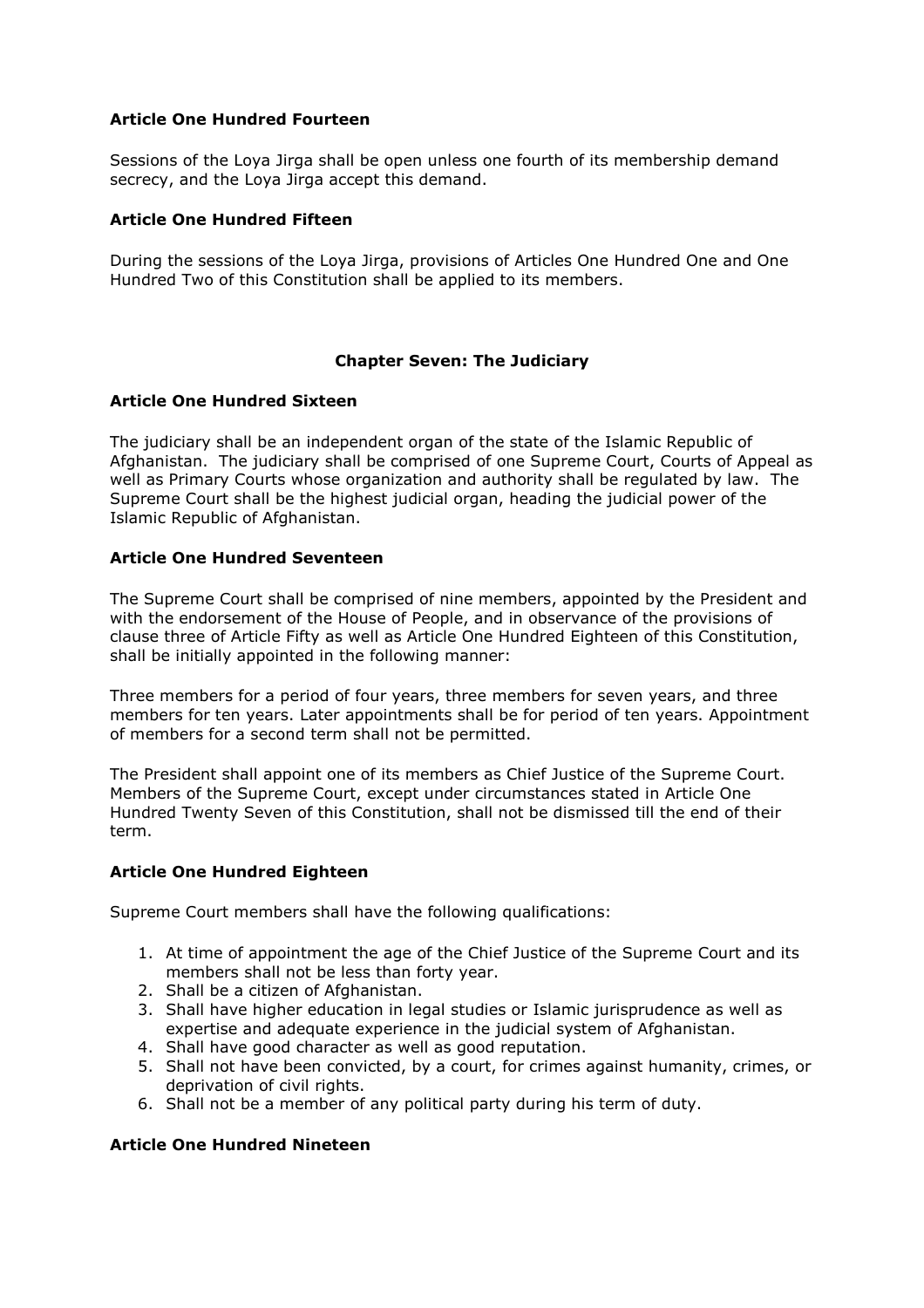**Article One Hundred Fourteen**

Sessions of the Loya Jirga shall be open unless one fourth of its membership demand secrecy, and the Loya Jirga accept this demand.

**Article One Hundred Fifteen**

During the sessions of the Loya Jirga, provisions of Articles One Hundred One and One Hundred Two of this Constitution shall be applied to its members.

## Chapter Seven: The Judiciary

**Article One Hundred Sixteen**

The judiciary shall be an independent organ of the state of the Islamic Republic of Afghanistan. The judiciary shall be comprised of one Supreme Court, Courts of Appeal as well as Primary Courts whose organization and authority shall be regulated by law. The Supreme Court shall be the highest judicial organ, heading the judicial power of the Islamic Republic of Afghanistan.

**Article One Hundred Seventeen**

The Supreme Court shall be comprised of nine members, appointed by the President and with the endorsement of the House of People, and in observance of the provisions of clause three of Article Fifty as well as Article One Hundred Eighteen of this Constitution, shall be initially appointed in the following manner:

Three members for a period of four years, three members for seven years, and three members for ten years. Later appointments shall be for period of ten years. Appointment of members for a second term shall not be permitted.

The President shall appoint one of its members as Chief Justice of the Supreme Court. Members of the Supreme Court, except under circumstances stated in Article One Hundred Twenty Seven of this Constitution, shall not be dismissed till the end of their term.

**Article One Hundred Eighteen**

Supreme Court members shall have the following qualifications:

1. At time of appointment the age of the Chief Justice of the Supreme Court and its members shall not be less than forty year.
2. Shall be a citizen of Afghanistan.
3. Shall have higher education in legal studies or Islamic jurisprudence as well as expertise and adequate experience in the judicial system of Afghanistan.
4. Shall have good character as well as good reputation.
5. Shall not have been convicted, by a court, for crimes against humanity, crimes, or deprivation of civil rights.
6. Shall not be a member of any political party during his term of duty.

**Article One Hundred Nineteen**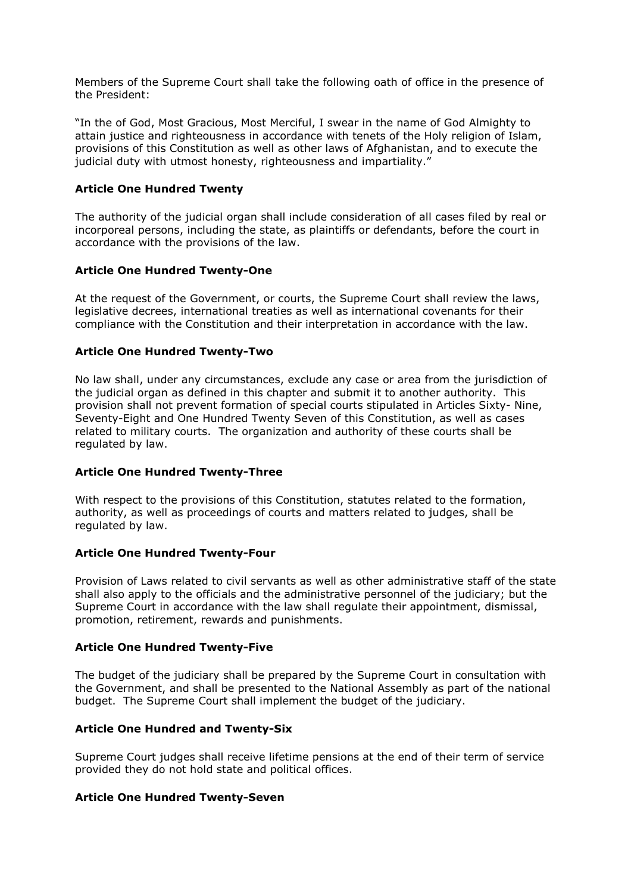Members of the Supreme Court shall take the following oath of office in the presence of the President:

"In the of God, Most Gracious, Most Merciful, I swear in the name of God Almighty to attain justice and righteousness in accordance with tenets of the Holy religion of Islam, provisions of this Constitution as well as other laws of Afghanistan, and to execute the judicial duty with utmost honesty, righteousness and impartiality."

### Article One Hundred Twenty

The authority of the judicial organ shall include consideration of all cases filed by real or incorporeal persons, including the state, as plaintiffs or defendants, before the court in accordance with the provisions of the law.

### Article One Hundred Twenty-One

At the request of the Government, or courts, the Supreme Court shall review the laws, legislative decrees, international treaties as well as international covenants for their compliance with the Constitution and their interpretation in accordance with the law.

### Article One Hundred Twenty-Two

No law shall, under any circumstances, exclude any case or area from the jurisdiction of the judicial organ as defined in this chapter and submit it to another authority. This provision shall not prevent formation of special courts stipulated in Articles Sixty- Nine, Seventy-Eight and One Hundred Twenty Seven of this Constitution, as well as cases related to military courts. The organization and authority of these courts shall be regulated by law.

### Article One Hundred Twenty-Three

With respect to the provisions of this Constitution, statutes related to the formation, authority, as well as proceedings of courts and matters related to judges, shall be regulated by law.

### Article One Hundred Twenty-Four

Provision of Laws related to civil servants as well as other administrative staff of the state shall also apply to the officials and the administrative personnel of the judiciary; but the Supreme Court in accordance with the law shall regulate their appointment, dismissal, promotion, retirement, rewards and punishments.

### Article One Hundred Twenty-Five

The budget of the judiciary shall be prepared by the Supreme Court in consultation with the Government, and shall be presented to the National Assembly as part of the national budget. The Supreme Court shall implement the budget of the judiciary.

### Article One Hundred and Twenty-Six

Supreme Court judges shall receive lifetime pensions at the end of their term of service provided they do not hold state and political offices.

### Article One Hundred Twenty-Seven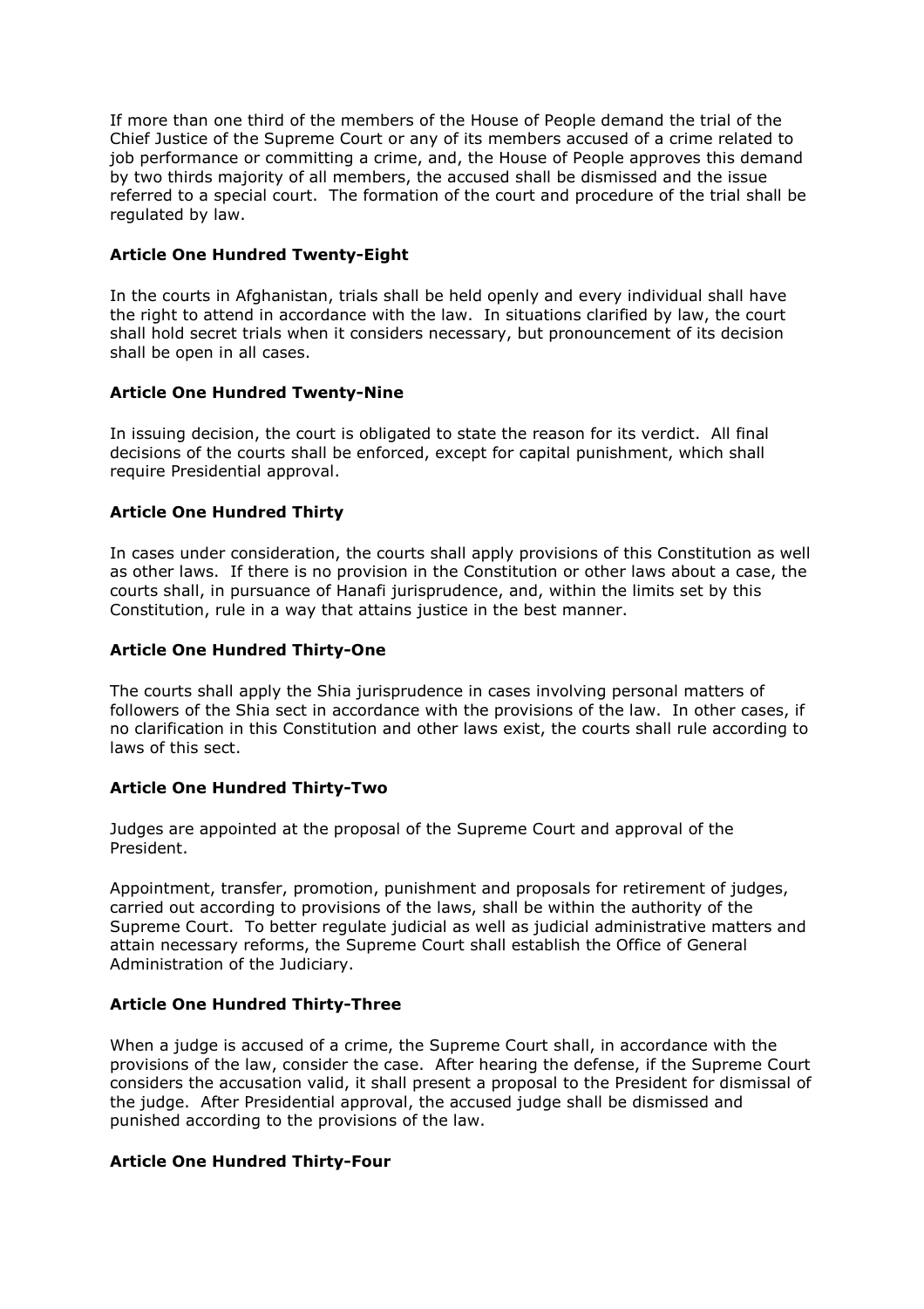If more than one third of the members of the House of People demand the trial of the Chief Justice of the Supreme Court or any of its members accused of a crime related to job performance or committing a crime, and, the House of People approves this demand by two thirds majority of all members, the accused shall be dismissed and the issue referred to a special court. The formation of the court and procedure of the trial shall be regulated by law.

**Article One Hundred Twenty-Eight**

In the courts in Afghanistan, trials shall be held openly and every individual shall have the right to attend in accordance with the law. In situations clarified by law, the court shall hold secret trials when it considers necessary, but pronouncement of its decision shall be open in all cases.

**Article One Hundred Twenty-Nine**

In issuing decision, the court is obligated to state the reason for its verdict. All final decisions of the courts shall be enforced, except for capital punishment, which shall require Presidential approval.

**Article One Hundred Thirty**

In cases under consideration, the courts shall apply provisions of this Constitution as well as other laws. If there is no provision in the Constitution or other laws about a case, the courts shall, in pursuance of Hanafi jurisprudence, and, within the limits set by this Constitution, rule in a way that attains justice in the best manner.

**Article One Hundred Thirty-One**

The courts shall apply the Shia jurisprudence in cases involving personal matters of followers of the Shia sect in accordance with the provisions of the law. In other cases, if no clarification in this Constitution and other laws exist, the courts shall rule according to laws of this sect.

**Article One Hundred Thirty-Two**

Judges are appointed at the proposal of the Supreme Court and approval of the President.

Appointment, transfer, promotion, punishment and proposals for retirement of judges, carried out according to provisions of the laws, shall be within the authority of the Supreme Court. To better regulate judicial as well as judicial administrative matters and attain necessary reforms, the Supreme Court shall establish the Office of General Administration of the Judiciary.

**Article One Hundred Thirty-Three**

When a judge is accused of a crime, the Supreme Court shall, in accordance with the provisions of the law, consider the case. After hearing the defense, if the Supreme Court considers the accusation valid, it shall present a proposal to the President for dismissal of the judge. After Presidential approval, the accused judge shall be dismissed and punished according to the provisions of the law.

**Article One Hundred Thirty-Four**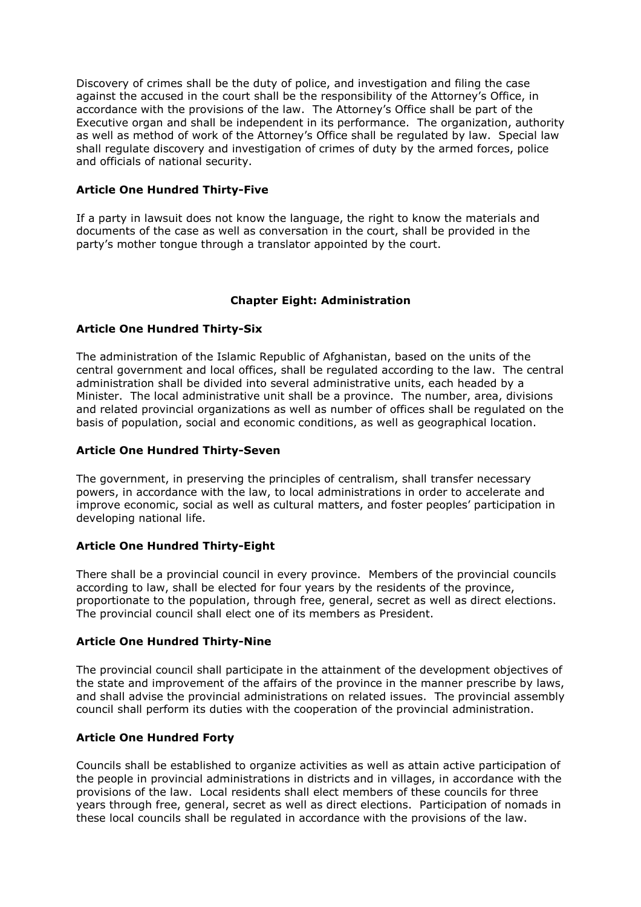Discovery of crimes shall be the duty of police, and investigation and filing the case against the accused in the court shall be the responsibility of the Attorney's Office, in accordance with the provisions of the law. The Attorney's Office shall be part of the Executive organ and shall be independent in its performance. The organization, authority as well as method of work of the Attorney's Office shall be regulated by law. Special law shall regulate discovery and investigation of crimes of duty by the armed forces, police and officials of national security.

### Article One Hundred Thirty-Five

If a party in lawsuit does not know the language, the right to know the materials and documents of the case as well as conversation in the court, shall be provided in the party's mother tongue through a translator appointed by the court.

## Chapter Eight: Administration

### Article One Hundred Thirty-Six

The administration of the Islamic Republic of Afghanistan, based on the units of the central government and local offices, shall be regulated according to the law. The central administration shall be divided into several administrative units, each headed by a Minister. The local administrative unit shall be a province. The number, area, divisions and related provincial organizations as well as number of offices shall be regulated on the basis of population, social and economic conditions, as well as geographical location.

### Article One Hundred Thirty-Seven

The government, in preserving the principles of centralism, shall transfer necessary powers, in accordance with the law, to local administrations in order to accelerate and improve economic, social as well as cultural matters, and foster peoples' participation in developing national life.

### Article One Hundred Thirty-Eight

There shall be a provincial council in every province. Members of the provincial councils according to law, shall be elected for four years by the residents of the province, proportionate to the population, through free, general, secret as well as direct elections. The provincial council shall elect one of its members as President.

### Article One Hundred Thirty-Nine

The provincial council shall participate in the attainment of the development objectives of the state and improvement of the affairs of the province in the manner prescribe by laws, and shall advise the provincial administrations on related issues. The provincial assembly council shall perform its duties with the cooperation of the provincial administration.

### Article One Hundred Forty

Councils shall be established to organize activities as well as attain active participation of the people in provincial administrations in districts and in villages, in accordance with the provisions of the law. Local residents shall elect members of these councils for three years through free, general, secret as well as direct elections. Participation of nomads in these local councils shall be regulated in accordance with the provisions of the law.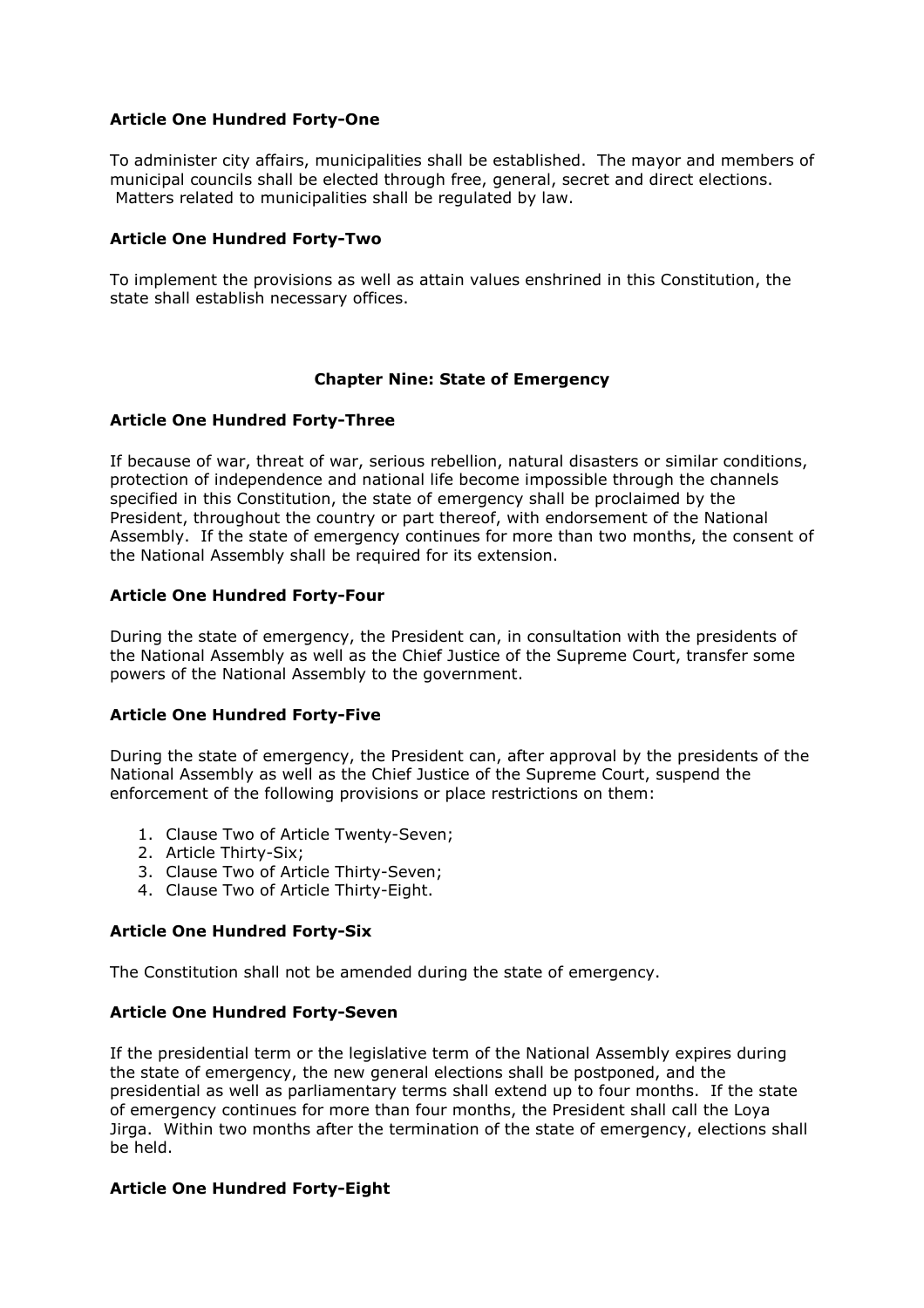### Article One Hundred Forty-One

To administer city affairs, municipalities shall be established. The mayor and members of municipal councils shall be elected through free, general, secret and direct elections. Matters related to municipalities shall be regulated by law.

### Article One Hundred Forty-Two

To implement the provisions as well as attain values enshrined in this Constitution, the state shall establish necessary offices.

## Chapter Nine: State of Emergency

### Article One Hundred Forty-Three

If because of war, threat of war, serious rebellion, natural disasters or similar conditions, protection of independence and national life become impossible through the channels specified in this Constitution, the state of emergency shall be proclaimed by the President, throughout the country or part thereof, with endorsement of the National Assembly. If the state of emergency continues for more than two months, the consent of the National Assembly shall be required for its extension.

### Article One Hundred Forty-Four

During the state of emergency, the President can, in consultation with the presidents of the National Assembly as well as the Chief Justice of the Supreme Court, transfer some powers of the National Assembly to the government.

### Article One Hundred Forty-Five

During the state of emergency, the President can, after approval by the presidents of the National Assembly as well as the Chief Justice of the Supreme Court, suspend the enforcement of the following provisions or place restrictions on them:

1. Clause Two of Article Twenty-Seven;
2. Article Thirty-Six;
3. Clause Two of Article Thirty-Seven;
4. Clause Two of Article Thirty-Eight.

### Article One Hundred Forty-Six

The Constitution shall not be amended during the state of emergency.

### Article One Hundred Forty-Seven

If the presidential term or the legislative term of the National Assembly expires during the state of emergency, the new general elections shall be postponed, and the presidential as well as parliamentary terms shall extend up to four months. If the state of emergency continues for more than four months, the President shall call the Loya Jirga. Within two months after the termination of the state of emergency, elections shall be held.

### Article One Hundred Forty-Eight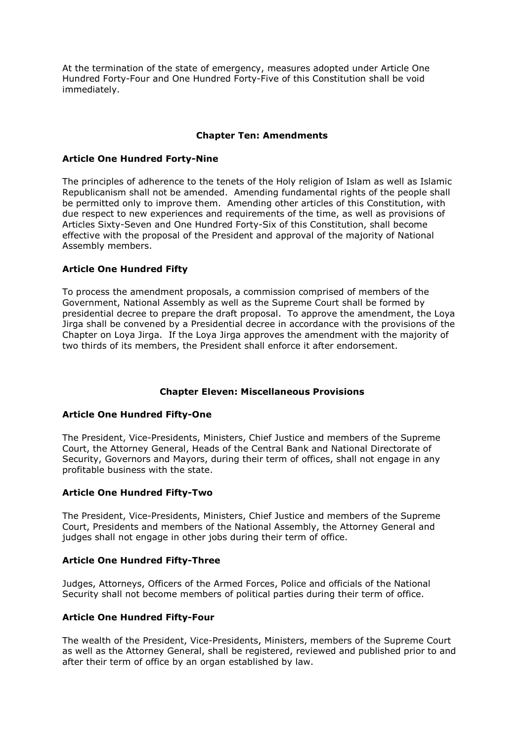At the termination of the state of emergency, measures adopted under Article One Hundred Forty-Four and One Hundred Forty-Five of this Constitution shall be void immediately.

## Chapter Ten: Amendments

### Article One Hundred Forty-Nine

The principles of adherence to the tenets of the Holy religion of Islam as well as Islamic Republicanism shall not be amended. Amending fundamental rights of the people shall be permitted only to improve them. Amending other articles of this Constitution, with due respect to new experiences and requirements of the time, as well as provisions of Articles Sixty-Seven and One Hundred Forty-Six of this Constitution, shall become effective with the proposal of the President and approval of the majority of National Assembly members.

### Article One Hundred Fifty

To process the amendment proposals, a commission comprised of members of the Government, National Assembly as well as the Supreme Court shall be formed by presidential decree to prepare the draft proposal. To approve the amendment, the Loya Jirga shall be convened by a Presidential decree in accordance with the provisions of the Chapter on Loya Jirga. If the Loya Jirga approves the amendment with the majority of two thirds of its members, the President shall enforce it after endorsement.

## Chapter Eleven: Miscellaneous Provisions

### Article One Hundred Fifty-One

The President, Vice-Presidents, Ministers, Chief Justice and members of the Supreme Court, the Attorney General, Heads of the Central Bank and National Directorate of Security, Governors and Mayors, during their term of offices, shall not engage in any profitable business with the state.

### Article One Hundred Fifty-Two

The President, Vice-Presidents, Ministers, Chief Justice and members of the Supreme Court, Presidents and members of the National Assembly, the Attorney General and judges shall not engage in other jobs during their term of office.

### Article One Hundred Fifty-Three

Judges, Attorneys, Officers of the Armed Forces, Police and officials of the National Security shall not become members of political parties during their term of office.

### Article One Hundred Fifty-Four

The wealth of the President, Vice-Presidents, Ministers, members of the Supreme Court as well as the Attorney General, shall be registered, reviewed and published prior to and after their term of office by an organ established by law.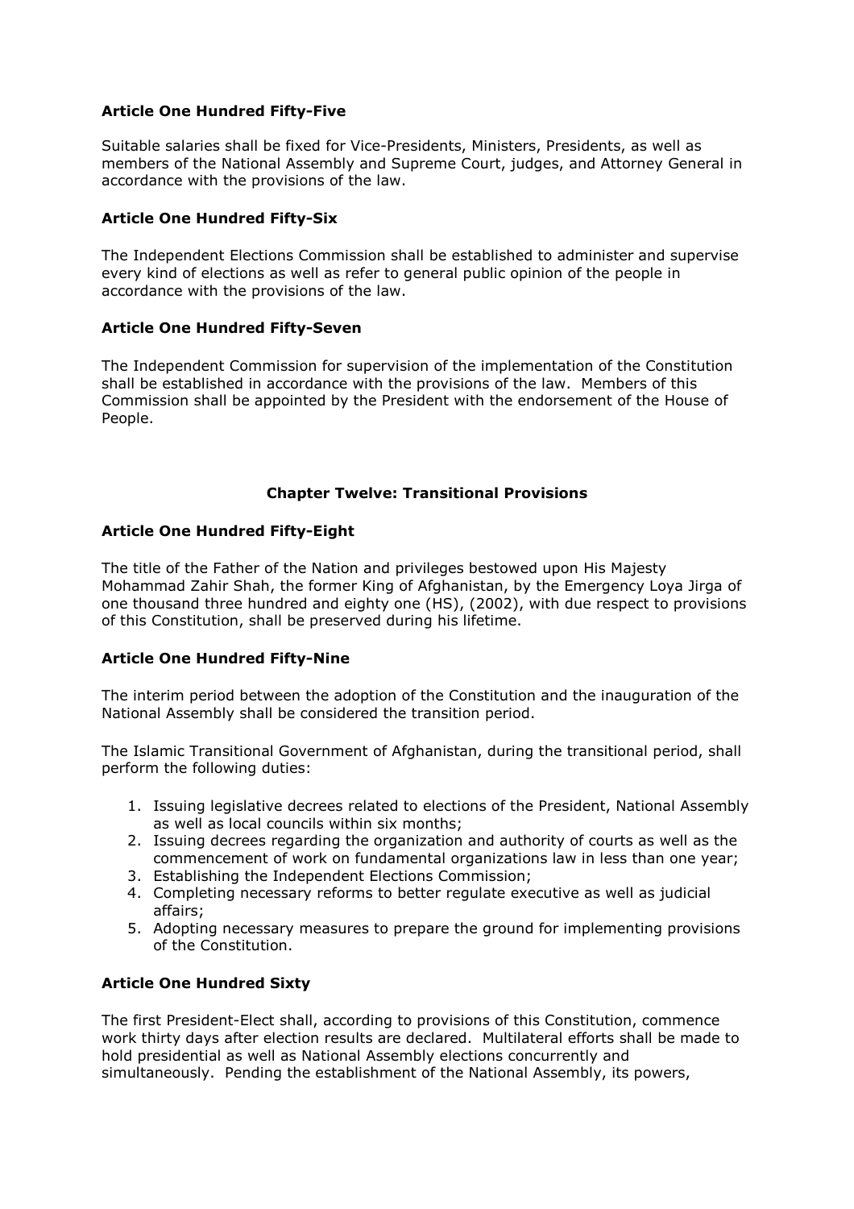**Article One Hundred Fifty-Five**

Suitable salaries shall be fixed for Vice-Presidents, Ministers, Presidents, as well as members of the National Assembly and Supreme Court, judges, and Attorney General in accordance with the provisions of the law.

**Article One Hundred Fifty-Six**

The Independent Elections Commission shall be established to administer and supervise every kind of elections as well as refer to general public opinion of the people in accordance with the provisions of the law.

**Article One Hundred Fifty-Seven**

The Independent Commission for supervision of the implementation of the Constitution shall be established in accordance with the provisions of the law. Members of this Commission shall be appointed by the President with the endorsement of the House of People.

## Chapter Twelve: Transitional Provisions

**Article One Hundred Fifty-Eight**

The title of the Father of the Nation and privileges bestowed upon His Majesty Mohammad Zahir Shah, the former King of Afghanistan, by the Emergency Loya Jirga of one thousand three hundred and eighty one (HS), (2002), with due respect to provisions of this Constitution, shall be preserved during his lifetime.

**Article One Hundred Fifty-Nine**

The interim period between the adoption of the Constitution and the inauguration of the National Assembly shall be considered the transition period.

The Islamic Transitional Government of Afghanistan, during the transitional period, shall perform the following duties:

1. Issuing legislative decrees related to elections of the President, National Assembly as well as local councils within six months;
2. Issuing decrees regarding the organization and authority of courts as well as the commencement of work on fundamental organizations law in less than one year;
3. Establishing the Independent Elections Commission;
4. Completing necessary reforms to better regulate executive as well as judicial affairs;
5. Adopting necessary measures to prepare the ground for implementing provisions of the Constitution.

**Article One Hundred Sixty**

The first President-Elect shall, according to provisions of this Constitution, commence work thirty days after election results are declared. Multilateral efforts shall be made to hold presidential as well as National Assembly elections concurrently and simultaneously. Pending the establishment of the National Assembly, its powers,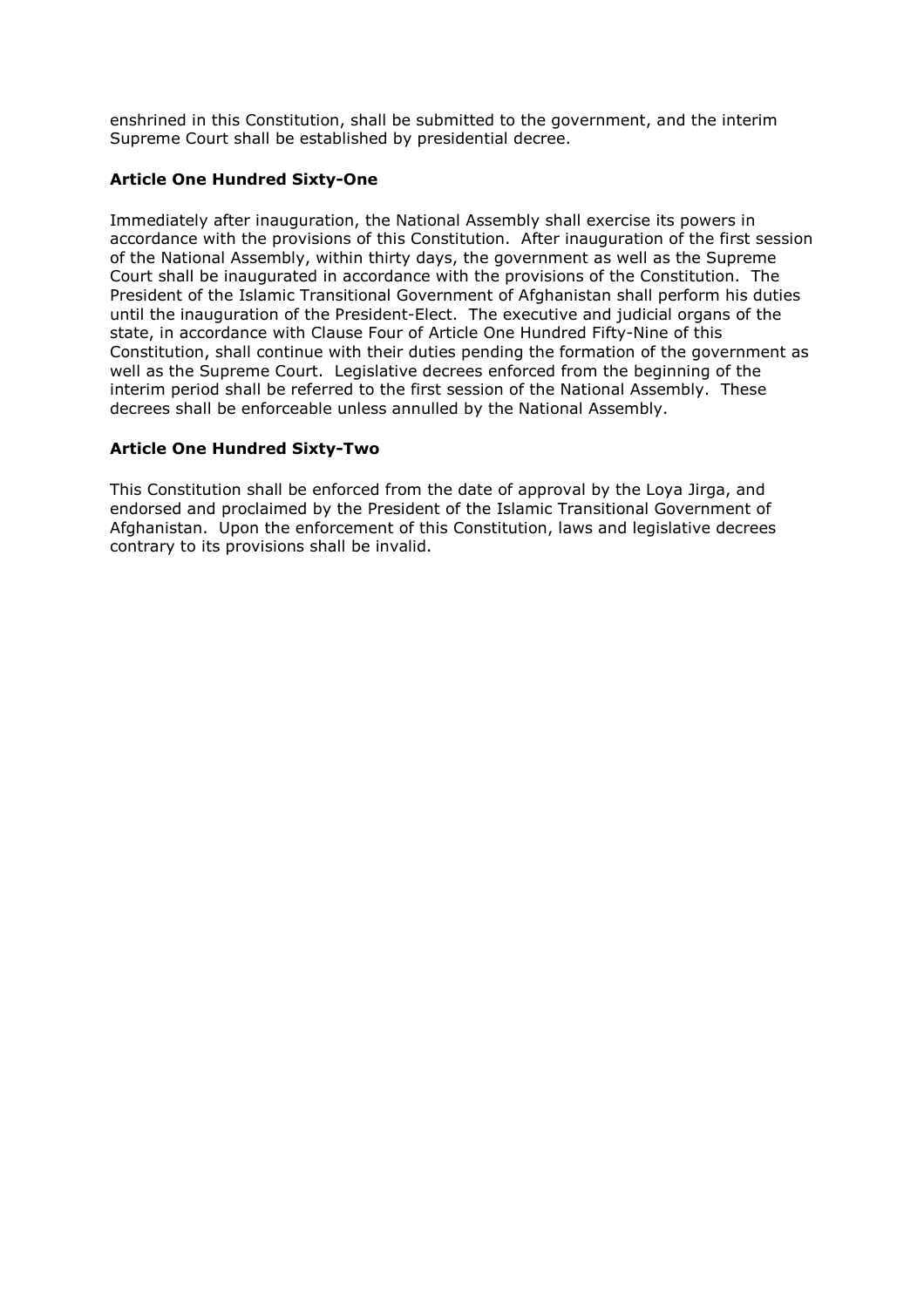enshrined in this Constitution, shall be submitted to the government, and the interim Supreme Court shall be established by presidential decree.

### Article One Hundred Sixty-One

Immediately after inauguration, the National Assembly shall exercise its powers in accordance with the provisions of this Constitution. After inauguration of the first session of the National Assembly, within thirty days, the government as well as the Supreme Court shall be inaugurated in accordance with the provisions of the Constitution. The President of the Islamic Transitional Government of Afghanistan shall perform his duties until the inauguration of the President-Elect. The executive and judicial organs of the state, in accordance with Clause Four of Article One Hundred Fifty-Nine of this Constitution, shall continue with their duties pending the formation of the government as well as the Supreme Court. Legislative decrees enforced from the beginning of the interim period shall be referred to the first session of the National Assembly. These decrees shall be enforceable unless annulled by the National Assembly.

### Article One Hundred Sixty-Two

This Constitution shall be enforced from the date of approval by the Loya Jirga, and endorsed and proclaimed by the President of the Islamic Transitional Government of Afghanistan. Upon the enforcement of this Constitution, laws and legislative decrees contrary to its provisions shall be invalid.